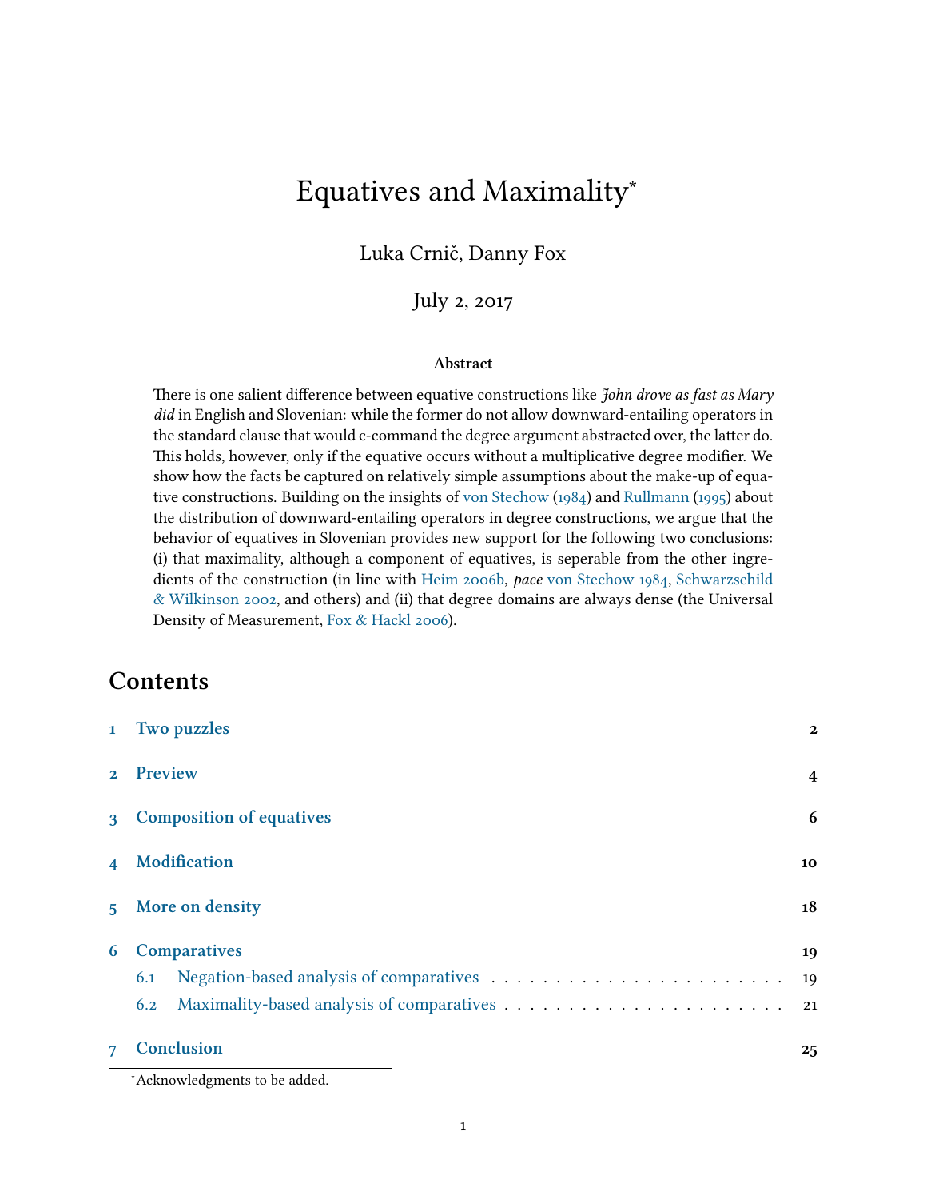# Equatives and Maximality[*]

Luka Crnič, Danny Fox

July 2, 2017

### Abstract

There is one salient difference between equative constructions like *John drove as fast as Mary did* in English and Slovenian: while the former do not allow downward-entailing operators in the standard clause that would c-command the degree argument abstracted over, the latter do. This holds, however, only if the equative occurs without a multiplicative degree modifier. We show how the facts be captured on relatively simple assumptions about the make-up of equative constructions. Building on the insights of von Stechow (1984) and Rullmann (1995) about the distribution of downward-entailing operators in degree constructions, we argue that the behavior of equatives in Slovenian provides new support for the following two conclusions: (i) that maximality, although a component of equatives, is seperable from the other ingredients of the construction (in line with Heim 2006b, *pace* von Stechow 1984, Schwarzschild & Wilkinson 2002, and others) and (ii) that degree domains are always dense (the Universal Density of Measurement, Fox & Hackl 2006).

## Contents

1 Two puzzles — 2

2 Preview — 4

3 Composition of equatives — 6

4 Modification — 10

5 More on density — 18

6 Comparatives — 19

- 6.1 Negation-based analysis of comparatives — 19
- 6.2 Maximality-based analysis of comparatives — 21

7 Conclusion — 25

[*]Acknowledgments to be added.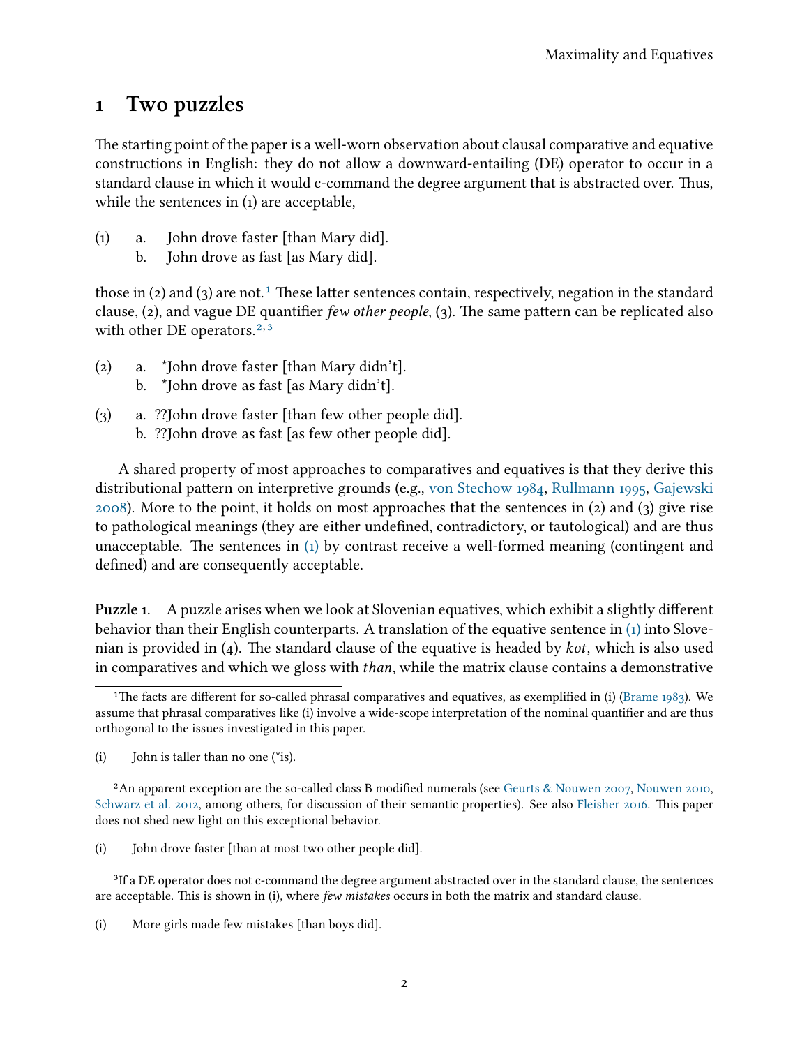# 1 Two puzzles

The starting point of the paper is a well-worn observation about clausal comparative and equative constructions in English: they do not allow a downward-entailing (DE) operator to occur in a standard clause in which it would c-command the degree argument that is abstracted over. Thus, while the sentences in (1) are acceptable,

(1) a. John drove faster [than Mary did].
  b. John drove as fast [as Mary did].

those in (2) and (3) are not.[1] These latter sentences contain, respectively, negation in the standard clause, (2), and vague DE quantifier *few other people*, (3). The same pattern can be replicated also with other DE operators.[2,3]

(2) a. *John drove faster [than Mary didn't].
  b. *John drove as fast [as Mary didn't].

(3) a. ??John drove faster [than few other people did].
  b. ??John drove as fast [as few other people did].

A shared property of most approaches to comparatives and equatives is that they derive this distributional pattern on interpretive grounds (e.g., von Stechow 1984, Rullmann 1995, Gajewski 2008). More to the point, it holds on most approaches that the sentences in (2) and (3) give rise to pathological meanings (they are either undefined, contradictory, or tautological) and are thus unacceptable. The sentences in (1) by contrast receive a well-formed meaning (contingent and defined) and are consequently acceptable.

**Puzzle 1.** A puzzle arises when we look at Slovenian equatives, which exhibit a slightly different behavior than their English counterparts. A translation of the equative sentence in (1) into Slovenian is provided in (4). The standard clause of the equative is headed by *kot*, which is also used in comparatives and which we gloss with *than*, while the matrix clause contains a demonstrative

---

[1] The facts are different for so-called phrasal comparatives and equatives, as exemplified in (i) (Brame 1983). We assume that phrasal comparatives like (i) involve a wide-scope interpretation of the nominal quantifier and are thus orthogonal to the issues investigated in this paper.

(i) John is taller than no one (*is).

[2] An apparent exception are the so-called class B modified numerals (see Geurts & Nouwen 2007, Nouwen 2010, Schwarz et al. 2012, among others, for discussion of their semantic properties). See also Fleisher 2016. This paper does not shed new light on this exceptional behavior.

(i) John drove faster [than at most two other people did].

[3] If a DE operator does not c-command the degree argument abstracted over in the standard clause, the sentences are acceptable. This is shown in (i), where *few mistakes* occurs in both the matrix and standard clause.

(i) More girls made few mistakes [than boys did].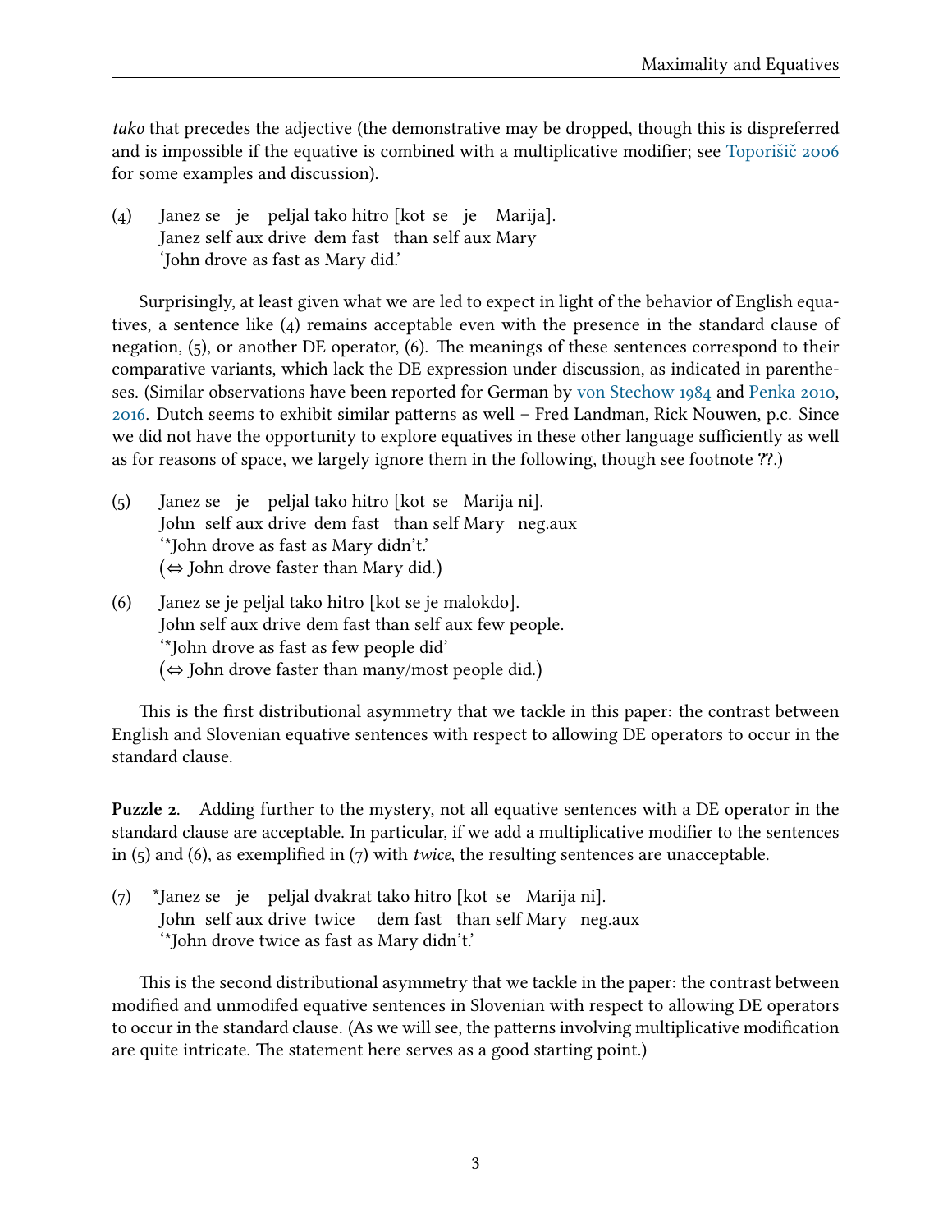*tako* that precedes the adjective (the demonstrative may be dropped, though this is dispreferred and is impossible if the equative is combined with a multiplicative modifier; see Toporišič 2006 for some examples and discussion).

(4) Janez se je peljal tako hitro [kot se je Marija].
    Janez self aux drive dem fast than self aux Mary
    'John drove as fast as Mary did.'

Surprisingly, at least given what we are led to expect in light of the behavior of English equatives, a sentence like (4) remains acceptable even with the presence in the standard clause of negation, (5), or another DE operator, (6). The meanings of these sentences correspond to their comparative variants, which lack the DE expression under discussion, as indicated in parentheses. (Similar observations have been reported for German by von Stechow 1984 and Penka 2010, 2016. Dutch seems to exhibit similar patterns as well – Fred Landman, Rick Nouwen, p.c. Since we did not have the opportunity to explore equatives in these other language sufficiently as well as for reasons of space, we largely ignore them in the following, though see footnote **??**.)

(5) Janez se je peljal tako hitro [kot se Marija ni].
    John self aux drive dem fast than self Mary neg.aux
    '*John drove as fast as Mary didn't.'
    (⇔ John drove faster than Mary did.)

(6) Janez se je peljal tako hitro [kot se je malokdo].
    John self aux drive dem fast than self aux few people.
    '*John drove as fast as few people did'
    (⇔ John drove faster than many/most people did.)

This is the first distributional asymmetry that we tackle in this paper: the contrast between English and Slovenian equative sentences with respect to allowing DE operators to occur in the standard clause.

**Puzzle 2.** Adding further to the mystery, not all equative sentences with a DE operator in the standard clause are acceptable. In particular, if we add a multiplicative modifier to the sentences in (5) and (6), as exemplified in (7) with *twice*, the resulting sentences are unacceptable.

(7) *Janez se je peljal dvakrat tako hitro [kot se Marija ni].
    John self aux drive twice dem fast than self Mary neg.aux
    '*John drove twice as fast as Mary didn't.'

This is the second distributional asymmetry that we tackle in the paper: the contrast between modified and unmodifed equative sentences in Slovenian with respect to allowing DE operators to occur in the standard clause. (As we will see, the patterns involving multiplicative modification are quite intricate. The statement here serves as a good starting point.)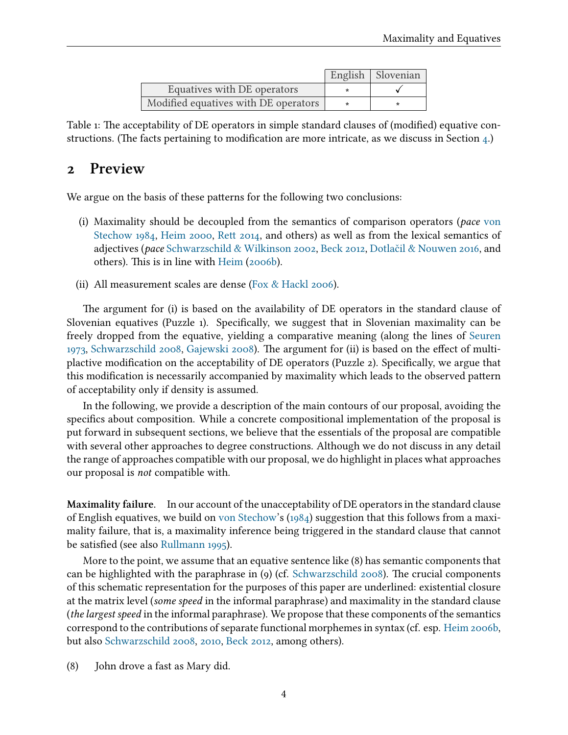| | English | Slovenian |
|---|---|---|
| Equatives with DE operators | * | ✓ |
| Modified equatives with DE operators | * | * |

Table 1: The acceptability of DE operators in simple standard clauses of (modified) equative constructions. (The facts pertaining to modification are more intricate, as we discuss in Section 4.)

## 2 Preview

We argue on the basis of these patterns for the following two conclusions:

(i) Maximality should be decoupled from the semantics of comparison operators (*pace* von Stechow 1984, Heim 2000, Rett 2014, and others) as well as from the lexical semantics of adjectives (*pace* Schwarzschild & Wilkinson 2002, Beck 2012, Dotlačil & Nouwen 2016, and others). This is in line with Heim (2006b).

(ii) All measurement scales are dense (Fox & Hackl 2006).

The argument for (i) is based on the availability of DE operators in the standard clause of Slovenian equatives (Puzzle 1). Specifically, we suggest that in Slovenian maximality can be freely dropped from the equative, yielding a comparative meaning (along the lines of Seuren 1973, Schwarzschild 2008, Gajewski 2008). The argument for (ii) is based on the effect of multiplactive modification on the acceptability of DE operators (Puzzle 2). Specifically, we argue that this modification is necessarily accompanied by maximality which leads to the observed pattern of acceptability only if density is assumed.

In the following, we provide a description of the main contours of our proposal, avoiding the specifics about composition. While a concrete compositional implementation of the proposal is put forward in subsequent sections, we believe that the essentials of the proposal are compatible with several other approaches to degree constructions. Although we do not discuss in any detail the range of approaches compatible with our proposal, we do highlight in places what approaches our proposal is *not* compatible with.

**Maximality failure**. In our account of the unacceptability of DE operators in the standard clause of English equatives, we build on von Stechow's (1984) suggestion that this follows from a maximality failure, that is, a maximality inference being triggered in the standard clause that cannot be satisfied (see also Rullmann 1995).

More to the point, we assume that an equative sentence like (8) has semantic components that can be highlighted with the paraphrase in (9) (cf. Schwarzschild 2008). The crucial components of this schematic representation for the purposes of this paper are underlined: existential closure at the matrix level (*some speed* in the informal paraphrase) and maximality in the standard clause (*the largest speed* in the informal paraphrase). We propose that these components of the semantics correspond to the contributions of separate functional morphemes in syntax (cf. esp. Heim 2006b, but also Schwarzschild 2008, 2010, Beck 2012, among others).

(8) John drove a fast as Mary did.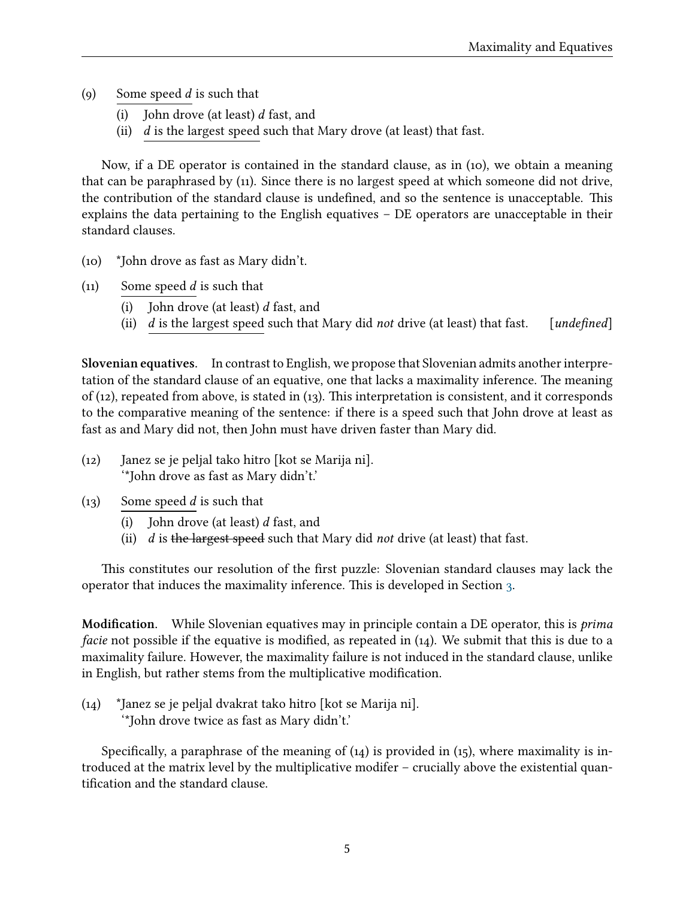(9) Some speed *d* is such that
   (i) John drove (at least) *d* fast, and
   (ii) *d* is the largest speed such that Mary drove (at least) that fast.

Now, if a DE operator is contained in the standard clause, as in (10), we obtain a meaning that can be paraphrased by (11). Since there is no largest speed at which someone did not drive, the contribution of the standard clause is undefined, and so the sentence is unacceptable. This explains the data pertaining to the English equatives – DE operators are unacceptable in their standard clauses.

(10) *John drove as fast as Mary didn't.

(11) Some speed *d* is such that
   (i) John drove (at least) *d* fast, and
   (ii) *d* is the largest speed such that Mary did *not* drive (at least) that fast. [*undefined*]

**Slovenian equatives.** In contrast to English, we propose that Slovenian admits another interpretation of the standard clause of an equative, one that lacks a maximality inference. The meaning of (12), repeated from above, is stated in (13). This interpretation is consistent, and it corresponds to the comparative meaning of the sentence: if there is a speed such that John drove at least as fast as and Mary did not, then John must have driven faster than Mary did.

(12) Janez se je peljal tako hitro [kot se Marija ni].
   '*John drove as fast as Mary didn't.'

(13) Some speed *d* is such that
   (i) John drove (at least) *d* fast, and
   (ii) *d* is ~~the largest speed~~ such that Mary did *not* drive (at least) that fast.

This constitutes our resolution of the first puzzle: Slovenian standard clauses may lack the operator that induces the maximality inference. This is developed in Section 3.

**Modification.** While Slovenian equatives may in principle contain a DE operator, this is *prima facie* not possible if the equative is modified, as repeated in (14). We submit that this is due to a maximality failure. However, the maximality failure is not induced in the standard clause, unlike in English, but rather stems from the multiplicative modification.

(14) *Janez se je peljal dvakrat tako hitro [kot se Marija ni].
   '*John drove twice as fast as Mary didn't.'

Specifically, a paraphrase of the meaning of (14) is provided in (15), where maximality is introduced at the matrix level by the multiplicative modifer – crucially above the existential quantification and the standard clause.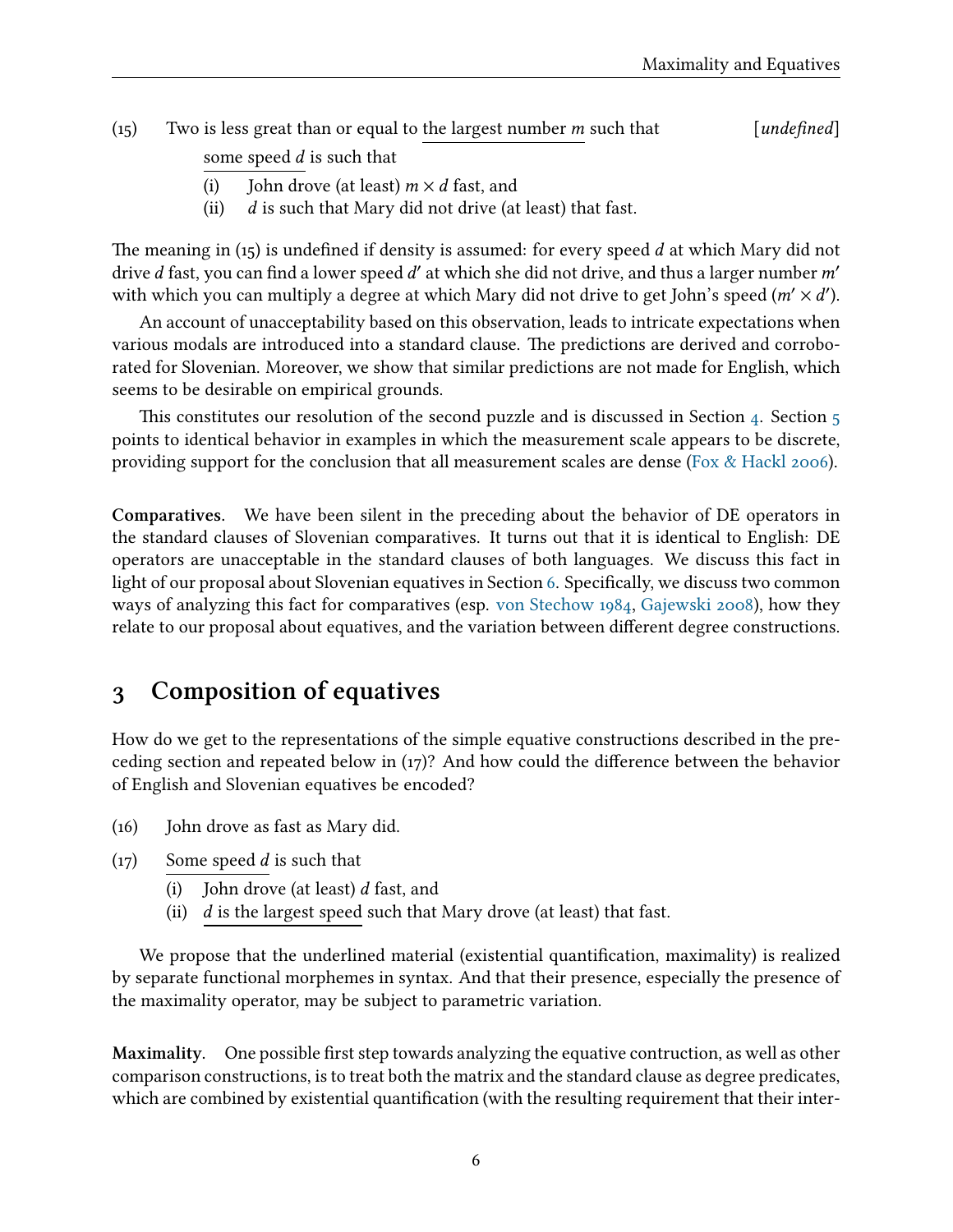(15) Two is less great than or equal to the largest number $m$ such that some speed $d$ is such that [*undefined*]

   (i) John drove (at least) $m \times d$ fast, and
   (ii) $d$ is such that Mary did not drive (at least) that fast.

The meaning in (15) is undefined if density is assumed: for every speed $d$ at which Mary did not drive $d$ fast, you can find a lower speed $d'$ at which she did not drive, and thus a larger number $m'$ with which you can multiply a degree at which Mary did not drive to get John's speed ($m' \times d'$).

An account of unacceptability based on this observation, leads to intricate expectations when various modals are introduced into a standard clause. The predictions are derived and corroborated for Slovenian. Moreover, we show that similar predictions are not made for English, which seems to be desirable on empirical grounds.

This constitutes our resolution of the second puzzle and is discussed in Section 4. Section 5 points to identical behavior in examples in which the measurement scale appears to be discrete, providing support for the conclusion that all measurement scales are dense (Fox & Hackl 2006).

**Comparatives.** We have been silent in the preceding about the behavior of DE operators in the standard clauses of Slovenian comparatives. It turns out that it is identical to English: DE operators are unacceptable in the standard clauses of both languages. We discuss this fact in light of our proposal about Slovenian equatives in Section 6. Specifically, we discuss two common ways of analyzing this fact for comparatives (esp. von Stechow 1984, Gajewski 2008), how they relate to our proposal about equatives, and the variation between different degree constructions.

# 3 Composition of equatives

How do we get to the representations of the simple equative constructions described in the preceding section and repeated below in (17)? And how could the difference between the behavior of English and Slovenian equatives be encoded?

(16) John drove as fast as Mary did.

(17) Some speed $d$ is such that

   (i) John drove (at least) $d$ fast, and
   (ii) $d$ is the largest speed such that Mary drove (at least) that fast.

We propose that the underlined material (existential quantification, maximality) is realized by separate functional morphemes in syntax. And that their presence, especially the presence of the maximality operator, may be subject to parametric variation.

**Maximality.** One possible first step towards analyzing the equative contruction, as well as other comparison constructions, is to treat both the matrix and the standard clause as degree predicates, which are combined by existential quantification (with the resulting requirement that their inter-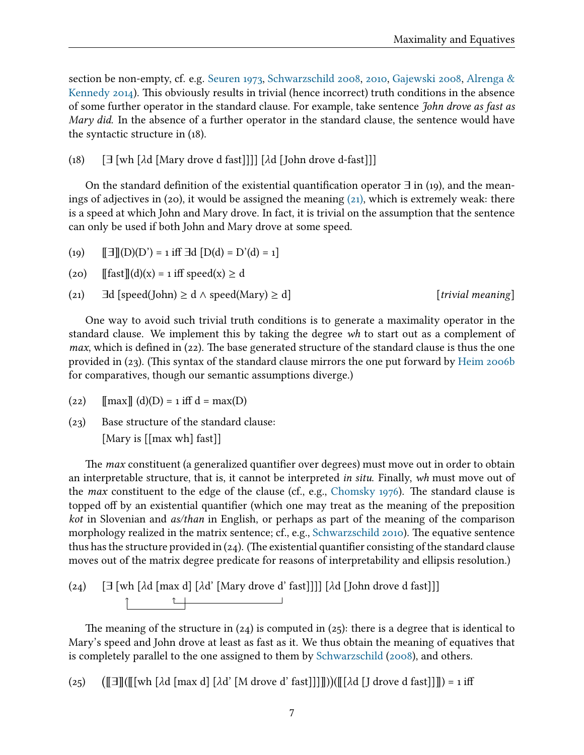section be non-empty, cf. e.g. Seuren 1973, Schwarzschild 2008, 2010, Gajewski 2008, Alrenga & Kennedy 2014). This obviously results in trivial (hence incorrect) truth conditions in the absence of some further operator in the standard clause. For example, take sentence *John drove as fast as Mary did.* In the absence of a further operator in the standard clause, the sentence would have the syntactic structure in (18).

(18) [∃ [wh [λd [Mary drove d fast]]]] [λd [John drove d-fast]]]

On the standard definition of the existential quantification operator ∃ in (19), and the meanings of adjectives in (20), it would be assigned the meaning (21), which is extremely weak: there is a speed at which John and Mary drove. In fact, it is trivial on the assumption that the sentence can only be used if both John and Mary drove at some speed.

(19) ⟦∃⟧(D)(D') = 1 iff ∃d [D(d) = D'(d) = 1]

(20) ⟦fast⟧(d)(x) = 1 iff speed(x) ≥ d

(21) ∃d [speed(John) ≥ d ∧ speed(Mary) ≥ d] [*trivial meaning*]

One way to avoid such trivial truth conditions is to generate a maximality operator in the standard clause. We implement this by taking the degree *wh* to start out as a complement of *max*, which is defined in (22). The base generated structure of the standard clause is thus the one provided in (23). (This syntax of the standard clause mirrors the one put forward by Heim 2006b for comparatives, though our semantic assumptions diverge.)

(22) ⟦max⟧ (d)(D) = 1 iff d = max(D)

(23) Base structure of the standard clause:
[Mary is [[max wh] fast]]

The *max* constituent (a generalized quantifier over degrees) must move out in order to obtain an interpretable structure, that is, it cannot be interpreted *in situ*. Finally, *wh* must move out of the *max* constituent to the edge of the clause (cf., e.g., Chomsky 1976). The standard clause is topped off by an existential quantifier (which one may treat as the meaning of the preposition *kot* in Slovenian and *as/than* in English, or perhaps as part of the meaning of the comparison morphology realized in the matrix sentence; cf., e.g., Schwarzschild 2010). The equative sentence thus has the structure provided in (24). (The existential quantifier consisting of the standard clause moves out of the matrix degree predicate for reasons of interpretability and ellipsis resolution.)

(24) [∃ [wh [λd [max d] [λd' [Mary drove d' fast]]]]] [λd [John drove d fast]]]

The meaning of the structure in (24) is computed in (25): there is a degree that is identical to Mary's speed and John drove at least as fast as it. We thus obtain the meaning of equatives that is completely parallel to the one assigned to them by Schwarzschild (2008), and others.

(25) (⟦∃⟧(⟦[wh [λd [max d] [λd' [M drove d' fast]]]]⟧))(⟦[λd [J drove d fast]]⟧) = 1 iff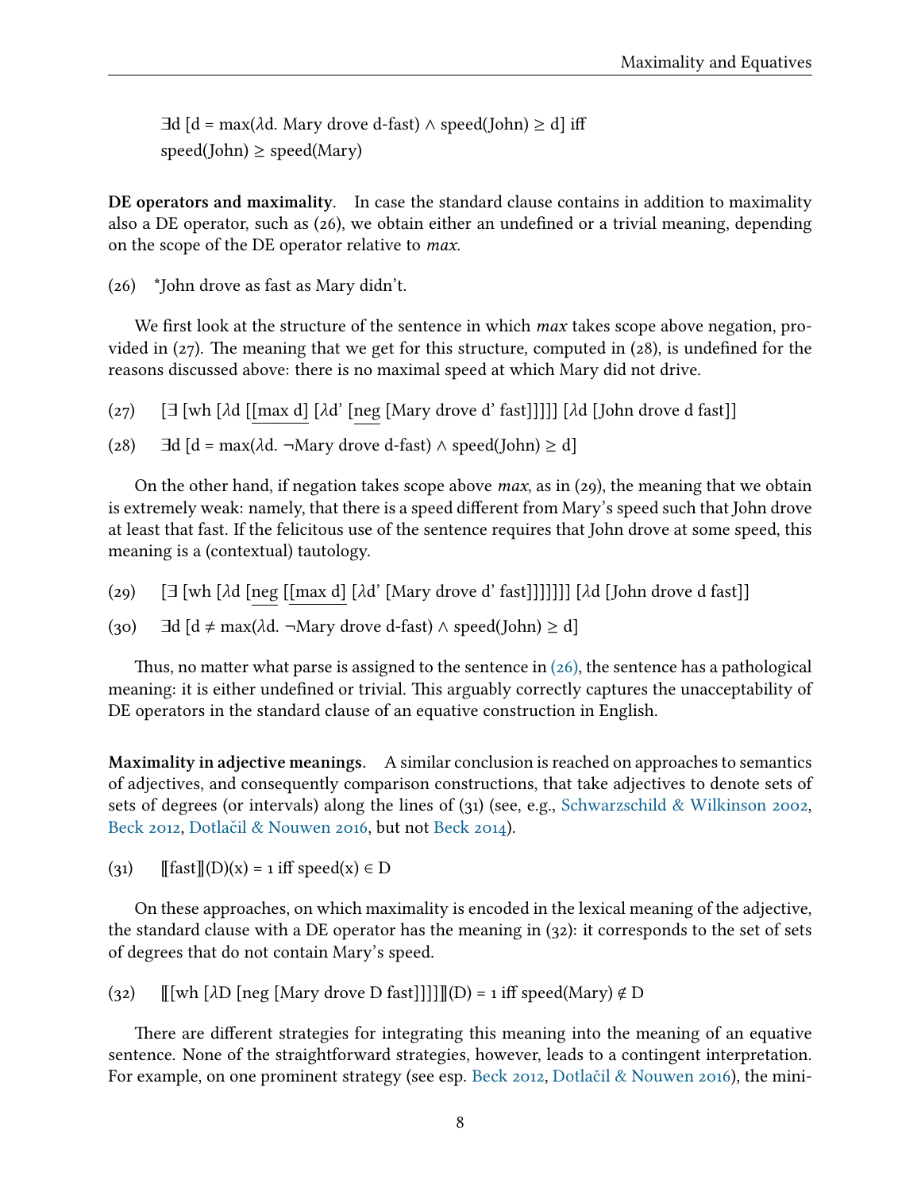$\exists$d [d = max($\lambda$d. Mary drove d-fast) $\wedge$ speed(John) $\geq$ d] iff
speed(John) $\geq$ speed(Mary)

**DE operators and maximality**. In case the standard clause contains in addition to maximality also a DE operator, such as (26), we obtain either an undefined or a trivial meaning, depending on the scope of the DE operator relative to *max*.

(26) *John drove as fast as Mary didn't.

We first look at the structure of the sentence in which *max* takes scope above negation, provided in (27). The meaning that we get for this structure, computed in (28), is undefined for the reasons discussed above: there is no maximal speed at which Mary did not drive.

(27) [$\exists$ [wh [$\lambda$d [<u>[max d]</u> [$\lambda$d' [<u>neg</u> [Mary drove d' fast]]]]] [$\lambda$d [John drove d fast]]

(28) $\exists$d [d = max($\lambda$d. $\neg$Mary drove d-fast) $\wedge$ speed(John) $\geq$ d]

On the other hand, if negation takes scope above *max*, as in (29), the meaning that we obtain is extremely weak: namely, that there is a speed different from Mary's speed such that John drove at least that fast. If the felicitous use of the sentence requires that John drove at some speed, this meaning is a (contextual) tautology.

(29) [$\exists$ [wh [$\lambda$d [<u>neg</u> [<u>[max d]</u> [$\lambda$d' [Mary drove d' fast]]]]]]] [$\lambda$d [John drove d fast]]

(30) $\exists$d [d $\neq$ max($\lambda$d. $\neg$Mary drove d-fast) $\wedge$ speed(John) $\geq$ d]

Thus, no matter what parse is assigned to the sentence in (26), the sentence has a pathological meaning: it is either undefined or trivial. This arguably correctly captures the unacceptability of DE operators in the standard clause of an equative construction in English.

**Maximality in adjective meanings**. A similar conclusion is reached on approaches to semantics of adjectives, and consequently comparison constructions, that take adjectives to denote sets of sets of degrees (or intervals) along the lines of (31) (see, e.g., Schwarzschild & Wilkinson 2002, Beck 2012, Dotlačil & Nouwen 2016, but not Beck 2014).

(31) ⟦fast⟧(D)(x) = 1 iff speed(x) $\in$ D

On these approaches, on which maximality is encoded in the lexical meaning of the adjective, the standard clause with a DE operator has the meaning in (32): it corresponds to the set of sets of degrees that do not contain Mary's speed.

(32) ⟦[wh [$\lambda$D [neg [Mary drove D fast]]]]⟧(D) = 1 iff speed(Mary) $\notin$ D

There are different strategies for integrating this meaning into the meaning of an equative sentence. None of the straightforward strategies, however, leads to a contingent interpretation. For example, on one prominent strategy (see esp. Beck 2012, Dotlačil & Nouwen 2016), the mini-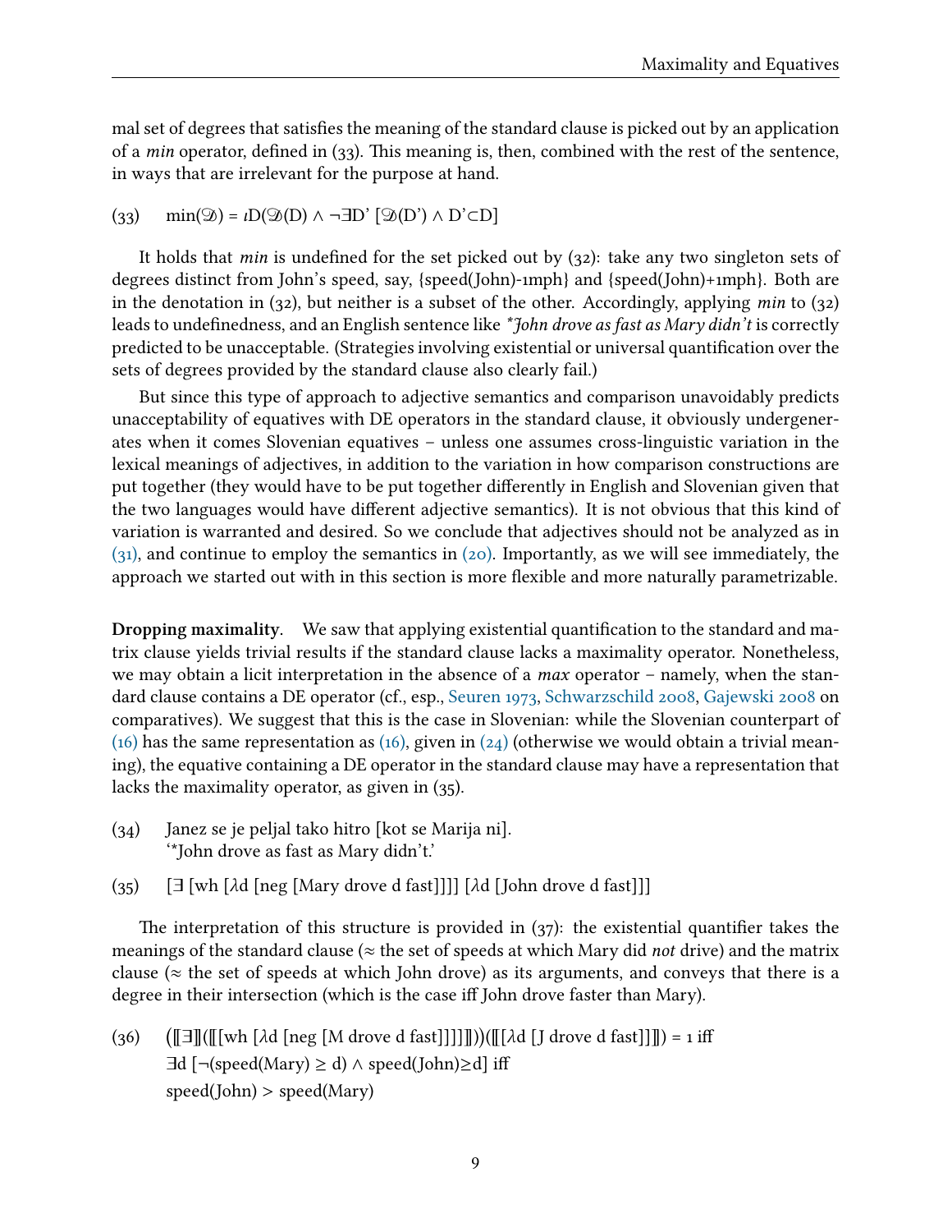mal set of degrees that satisfies the meaning of the standard clause is picked out by an application of a *min* operator, defined in (33). This meaning is, then, combined with the rest of the sentence, in ways that are irrelevant for the purpose at hand.

(33) $\text{min}(\mathscr{D}) = \iota D(\mathscr{D}(D) \wedge \neg\exists D' [\mathscr{D}(D') \wedge D' \subset D]$

It holds that *min* is undefined for the set picked out by (32): take any two singleton sets of degrees distinct from John's speed, say, {speed(John)-1mph} and {speed(John)+1mph}. Both are in the denotation in (32), but neither is a subset of the other. Accordingly, applying *min* to (32) leads to undefinedness, and an English sentence like *\*John drove as fast as Mary didn't* is correctly predicted to be unacceptable. (Strategies involving existential or universal quantification over the sets of degrees provided by the standard clause also clearly fail.)

But since this type of approach to adjective semantics and comparison unavoidably predicts unacceptability of equatives with DE operators in the standard clause, it obviously undergenerates when it comes Slovenian equatives – unless one assumes cross-linguistic variation in the lexical meanings of adjectives, in addition to the variation in how comparison constructions are put together (they would have to be put together differently in English and Slovenian given that the two languages would have different adjective semantics). It is not obvious that this kind of variation is warranted and desired. So we conclude that adjectives should not be analyzed as in (31), and continue to employ the semantics in (20). Importantly, as we will see immediately, the approach we started out with in this section is more flexible and more naturally parametrizable.

**Dropping maximality**. We saw that applying existential quantification to the standard and matrix clause yields trivial results if the standard clause lacks a maximality operator. Nonetheless, we may obtain a licit interpretation in the absence of a *max* operator – namely, when the standard clause contains a DE operator (cf., esp., Seuren 1973, Schwarzschild 2008, Gajewski 2008 on comparatives). We suggest that this is the case in Slovenian: while the Slovenian counterpart of (16) has the same representation as (16), given in (24) (otherwise we would obtain a trivial meaning), the equative containing a DE operator in the standard clause may have a representation that lacks the maximality operator, as given in (35).

(34) Janez se je peljal tako hitro [kot se Marija ni].
'\*John drove as fast as Mary didn't.'

(35) [∃ [wh [$\lambda$d [neg [Mary drove d fast]]]] [$\lambda$d [John drove d fast]]]

The interpretation of this structure is provided in (37): the existential quantifier takes the meanings of the standard clause (≈ the set of speeds at which Mary did *not* drive) and the matrix clause (≈ the set of speeds at which John drove) as its arguments, and conveys that there is a degree in their intersection (which is the case iff John drove faster than Mary).

(36) $([\![\exists]\!]([\![\text{wh} [\lambda d [\text{neg} [\text{M drove d fast}]]]]\!]))([\![ [\lambda d [\text{J drove d fast}]]]\!]) = 1$ iff
$\exists d [\neg(\text{speed(Mary)} \geq d) \wedge \text{speed(John)} \geq d]$ iff
$\text{speed(John)} > \text{speed(Mary)}$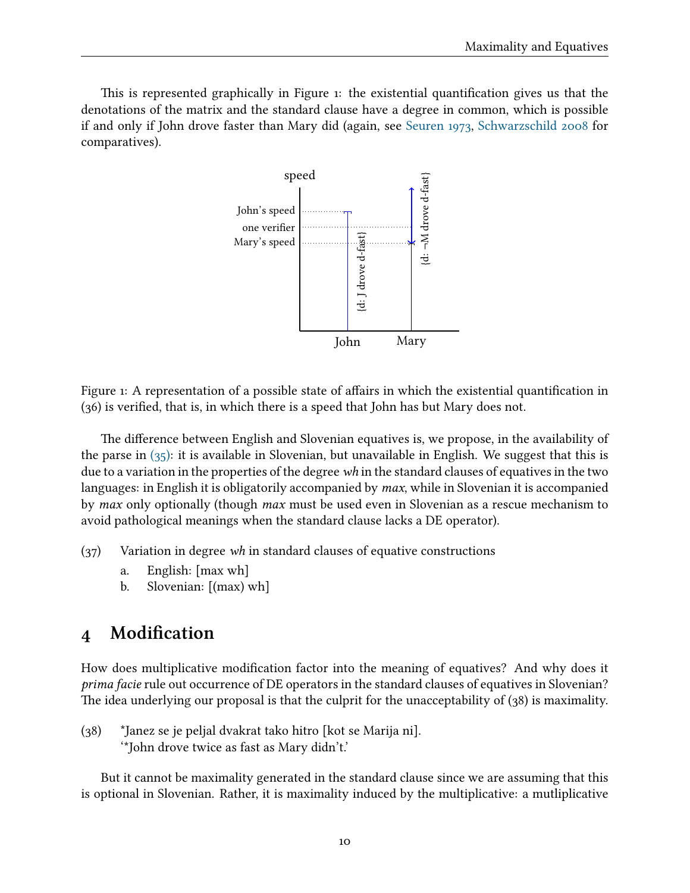This is represented graphically in Figure 1: the existential quantification gives us that the denotations of the matrix and the standard clause have a degree in common, which is possible if and only if John drove faster than Mary did (again, see Seuren 1973, Schwarzschild 2008 for comparatives).

speed

John's speed

one verifier

Mary's speed

{d: J drove d-fast}

{d: ¬M drove d-fast}

John

Mary

Figure 1: A representation of a possible state of affairs in which the existential quantification in (36) is verified, that is, in which there is a speed that John has but Mary does not.

The difference between English and Slovenian equatives is, we propose, in the availability of the parse in (35): it is available in Slovenian, but unavailable in English. We suggest that this is due to a variation in the properties of the degree *wh* in the standard clauses of equatives in the two languages: in English it is obligatorily accompanied by *max*, while in Slovenian it is accompanied by *max* only optionally (though *max* must be used even in Slovenian as a rescue mechanism to avoid pathological meanings when the standard clause lacks a DE operator).

(37) Variation in degree *wh* in standard clauses of equative constructions
 a. English: [max wh]
 b. Slovenian: [(max) wh]

## 4 Modification

How does multiplicative modification factor into the meaning of equatives? And why does it *prima facie* rule out occurrence of DE operators in the standard clauses of equatives in Slovenian? The idea underlying our proposal is that the culprit for the unacceptability of (38) is maximality.

(38) *Janez se je peljal dvakrat tako hitro [kot se Marija ni].
 '*John drove twice as fast as Mary didn't.'

But it cannot be maximality generated in the standard clause since we are assuming that this is optional in Slovenian. Rather, it is maximality induced by the multiplicative: a mutliplicative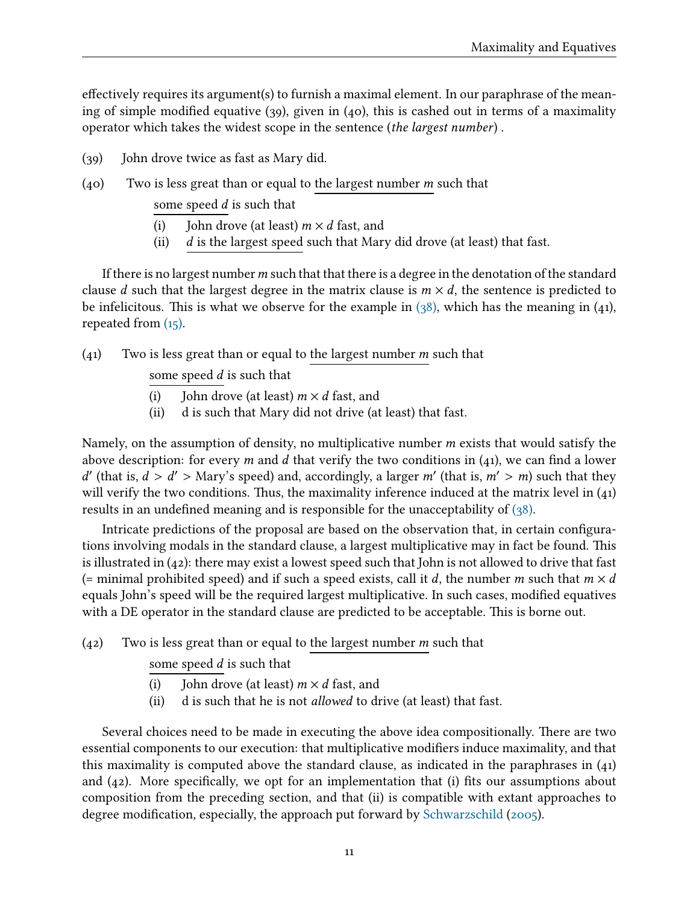effectively requires its argument(s) to furnish a maximal element. In our paraphrase of the meaning of simple modified equative (39), given in (40), this is cashed out in terms of a maximality operator which takes the widest scope in the sentence (*the largest number*) .

(39) John drove twice as fast as Mary did.

(40) Two is less great than or equal to <u>the largest number *m*</u> such that

&emsp;&emsp;<u>some speed *d*</u> is such that

&emsp;&emsp;(i) John drove (at least) $m \times d$ fast, and

&emsp;&emsp;(ii) <u>*d* is the largest speed</u> such that Mary did drove (at least) that fast.

If there is no largest number *m* such that that there is a degree in the denotation of the standard clause *d* such that the largest degree in the matrix clause is $m \times d$, the sentence is predicted to be infelicitous. This is what we observe for the example in (38), which has the meaning in (41), repeated from (15).

(41) Two is less great than or equal to <u>the largest number *m*</u> such that

&emsp;&emsp;<u>some speed *d*</u> is such that

&emsp;&emsp;(i) John drove (at least) $m \times d$ fast, and

&emsp;&emsp;(ii) d is such that Mary did not drive (at least) that fast.

Namely, on the assumption of density, no multiplicative number *m* exists that would satisfy the above description: for every *m* and *d* that verify the two conditions in (41), we can find a lower $d'$ (that is, $d > d' >$ Mary's speed) and, accordingly, a larger $m'$ (that is, $m' > m$) such that they will verify the two conditions. Thus, the maximality inference induced at the matrix level in (41) results in an undefined meaning and is responsible for the unacceptability of (38).

Intricate predictions of the proposal are based on the observation that, in certain configurations involving modals in the standard clause, a largest multiplicative may in fact be found. This is illustrated in (42): there may exist a lowest speed such that John is not allowed to drive that fast (= minimal prohibited speed) and if such a speed exists, call it *d*, the number *m* such that $m \times d$ equals John's speed will be the required largest multiplicative. In such cases, modified equatives with a DE operator in the standard clause are predicted to be acceptable. This is borne out.

(42) Two is less great than or equal to <u>the largest number *m*</u> such that

&emsp;&emsp;<u>some speed *d*</u> is such that

&emsp;&emsp;(i) John drove (at least) $m \times d$ fast, and

&emsp;&emsp;(ii) d is such that he is not *allowed* to drive (at least) that fast.

Several choices need to be made in executing the above idea compositionally. There are two essential components to our execution: that multiplicative modifiers induce maximality, and that this maximality is computed above the standard clause, as indicated in the paraphrases in (41) and (42). More specifically, we opt for an implementation that (i) fits our assumptions about composition from the preceding section, and that (ii) is compatible with extant approaches to degree modification, especially, the approach put forward by Schwarzschild (2005).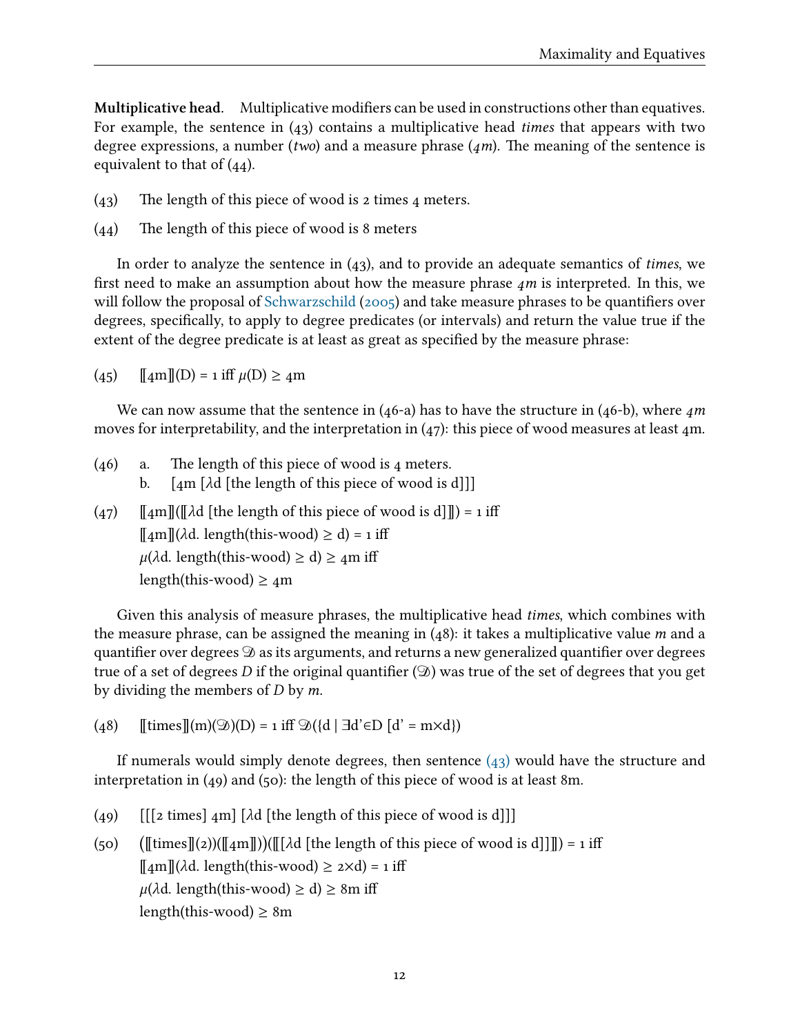**Multiplicative head.** Multiplicative modifiers can be used in constructions other than equatives. For example, the sentence in (43) contains a multiplicative head *times* that appears with two degree expressions, a number (*two*) and a measure phrase (*4m*). The meaning of the sentence is equivalent to that of (44).

(43) The length of this piece of wood is 2 times 4 meters.

(44) The length of this piece of wood is 8 meters

In order to analyze the sentence in (43), and to provide an adequate semantics of *times*, we first need to make an assumption about how the measure phrase *4m* is interpreted. In this, we will follow the proposal of Schwarzschild (2005) and take measure phrases to be quantifiers over degrees, specifically, to apply to degree predicates (or intervals) and return the value true if the extent of the degree predicate is at least as great as specified by the measure phrase:

(45) $[\![\text{4m}]\!](D) = 1$ iff $\mu(D) \geq 4\text{m}$

We can now assume that the sentence in (46-a) has to have the structure in (46-b), where *4m* moves for interpretability, and the interpretation in (47): this piece of wood measures at least 4m.

(46) a. The length of this piece of wood is 4 meters.
  b. [4m [$\lambda$d [the length of this piece of wood is d]]]

(47) $[\![\text{4m}]\!]([\![\lambda d \text{ [the length of this piece of wood is d]}]\!]) = 1$ iff
  $[\![\text{4m}]\!](\lambda d.\ \text{length(this-wood)} \geq d) = 1$ iff
  $\mu(\lambda d.\ \text{length(this-wood)} \geq d) \geq 4\text{m}$ iff
  $\text{length(this-wood)} \geq 4\text{m}$

Given this analysis of measure phrases, the multiplicative head *times*, which combines with the measure phrase, can be assigned the meaning in (48): it takes a multiplicative value *m* and a quantifier over degrees $\mathcal{D}$ as its arguments, and returns a new generalized quantifier over degrees true of a set of degrees *D* if the original quantifier ($\mathcal{D}$) was true of the set of degrees that you get by dividing the members of *D* by *m*.

(48) $[\![\text{times}]\!](m)(\mathcal{D})(D) = 1$ iff $\mathcal{D}(\{d \mid \exists d' \in D\ [d' = m \times d\})$

If numerals would simply denote degrees, then sentence (43) would have the structure and interpretation in (49) and (50): the length of this piece of wood is at least 8m.

(49) [[[2 times] 4m] [$\lambda$d [the length of this piece of wood is d]]]

(50) $([\![\text{times}]\!](2)([\![\text{4m}]\!]))([\![\lambda d \text{ [the length of this piece of wood is d]}]\!]) = 1$ iff
  $[\![\text{4m}]\!](\lambda d.\ \text{length(this-wood)} \geq 2 \times d) = 1$ iff
  $\mu(\lambda d.\ \text{length(this-wood)} \geq d) \geq 8\text{m}$ iff
  $\text{length(this-wood)} \geq 8\text{m}$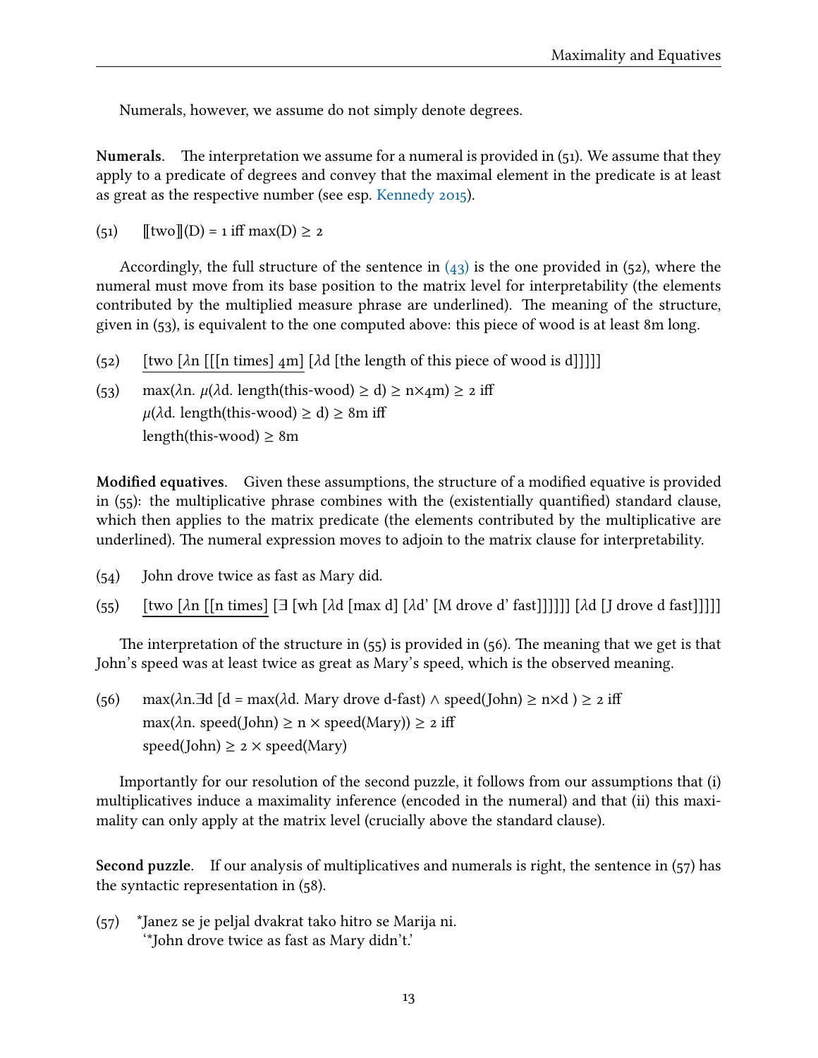Numerals, however, we assume do not simply denote degrees.

**Numerals.** The interpretation we assume for a numeral is provided in (51). We assume that they apply to a predicate of degrees and convey that the maximal element in the predicate is at least as great as the respective number (see esp. Kennedy 2015).

(51) $[\![\text{two}]\!](D) = 1$ iff $\max(D) \geq 2$

Accordingly, the full structure of the sentence in (43) is the one provided in (52), where the numeral must move from its base position to the matrix level for interpretability (the elements contributed by the multiplied measure phrase are underlined). The meaning of the structure, given in (53), is equivalent to the one computed above: this piece of wood is at least 8m long.

(52) <u>[two [λn [[[n times] 4m]</u> [λd [the length of this piece of wood is d]]]]]

(53) $\max(\lambda n.\ \mu(\lambda d.\ \text{length(this-wood)} \geq d) \geq n{\times}4m) \geq 2$ iff
$\mu(\lambda d.\ \text{length(this-wood)} \geq d) \geq 8m$ iff
$\text{length(this-wood)} \geq 8m$

**Modified equatives.** Given these assumptions, the structure of a modified equative is provided in (55): the multiplicative phrase combines with the (existentially quantified) standard clause, which then applies to the matrix predicate (the elements contributed by the multiplicative are underlined). The numeral expression moves to adjoin to the matrix clause for interpretability.

(54) John drove twice as fast as Mary did.

(55) <u>[two [λn [[n times]</u> [∃ [wh [λd [max d] [λd' [M drove d' fast]]]]]] [λd [J drove d fast]]]]]

The interpretation of the structure in (55) is provided in (56). The meaning that we get is that John's speed was at least twice as great as Mary's speed, which is the observed meaning.

(56) $\max(\lambda n.\exists d\ [d = \max(\lambda d.\ \text{Mary drove d-fast}) \wedge \text{speed(John)} \geq n{\times}d\ ) \geq 2$ iff
$\max(\lambda n.\ \text{speed(John)} \geq n \times \text{speed(Mary)}) \geq 2$ iff
$\text{speed(John)} \geq 2 \times \text{speed(Mary)}$

Importantly for our resolution of the second puzzle, it follows from our assumptions that (i) multiplicatives induce a maximality inference (encoded in the numeral) and that (ii) this maximality can only apply at the matrix level (crucially above the standard clause).

**Second puzzle.** If our analysis of multiplicatives and numerals is right, the sentence in (57) has the syntactic representation in (58).

(57) *Janez se je peljal dvakrat tako hitro se Marija ni.
'*John drove twice as fast as Mary didn't.'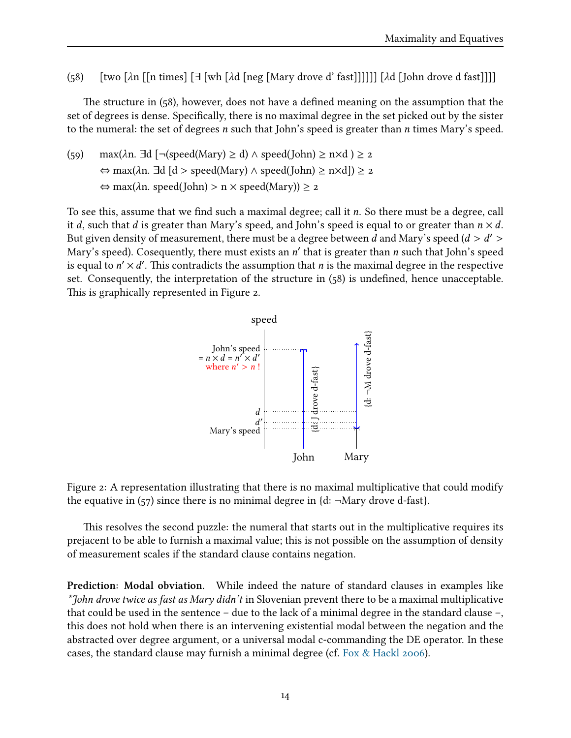(58) [two [$\lambda$n [[n times] [∃ [wh [$\lambda$d [neg [Mary drove d' fast]]]]]] [$\lambda$d [John drove d fast]]]]

The structure in (58), however, does not have a defined meaning on the assumption that the set of degrees is dense. Specifically, there is no maximal degree in the set picked out by the sister to the numeral: the set of degrees *n* such that John's speed is greater than *n* times Mary's speed.

(59) $\max(\lambda n.\ \exists d\ [\neg(\text{speed(Mary)} \geq d) \wedge \text{speed(John)} \geq n \times d\ ) \geq 2$
$\Leftrightarrow \max(\lambda n.\ \exists d\ [d > \text{speed(Mary)} \wedge \text{speed(John)} \geq n \times d]) \geq 2$
$\Leftrightarrow \max(\lambda n.\ \text{speed(John)} > n \times \text{speed(Mary)}) \geq 2$

To see this, assume that we find such a maximal degree; call it *n*. So there must be a degree, call it *d*, such that *d* is greater than Mary's speed, and John's speed is equal to or greater than $n \times d$. But given density of measurement, there must be a degree between *d* and Mary's speed ($d > d' >$ Mary's speed). Cosequently, there must exists an $n'$ that is greater than *n* such that John's speed is equal to $n' \times d'$. This contradicts the assumption that *n* is the maximal degree in the respective set. Consequently, the interpretation of the structure in (58) is undefined, hence unacceptable. This is graphically represented in Figure 2.

speed
John's speed
$= n \times d = n' \times d'$
where $n' > n$ !
$d$
$d'$
Mary's speed
{d: J drove d-fast}
{d: ¬M drove d-fast}
John
Mary

Figure 2: A representation illustrating that there is no maximal multiplicative that could modify the equative in (57) since there is no minimal degree in {d: ¬Mary drove d-fast}.

This resolves the second puzzle: the numeral that starts out in the multiplicative requires its prejacent to be able to furnish a maximal value; this is not possible on the assumption of density of measurement scales if the standard clause contains negation.

**Prediction: Modal obviation.** While indeed the nature of standard clauses in examples like *\*John drove twice as fast as Mary didn't* in Slovenian prevent there to be a maximal multiplicative that could be used in the sentence – due to the lack of a minimal degree in the standard clause –, this does not hold when there is an intervening existential modal between the negation and the abstracted over degree argument, or a universal modal c-commanding the DE operator. In these cases, the standard clause may furnish a minimal degree (cf. Fox & Hackl 2006).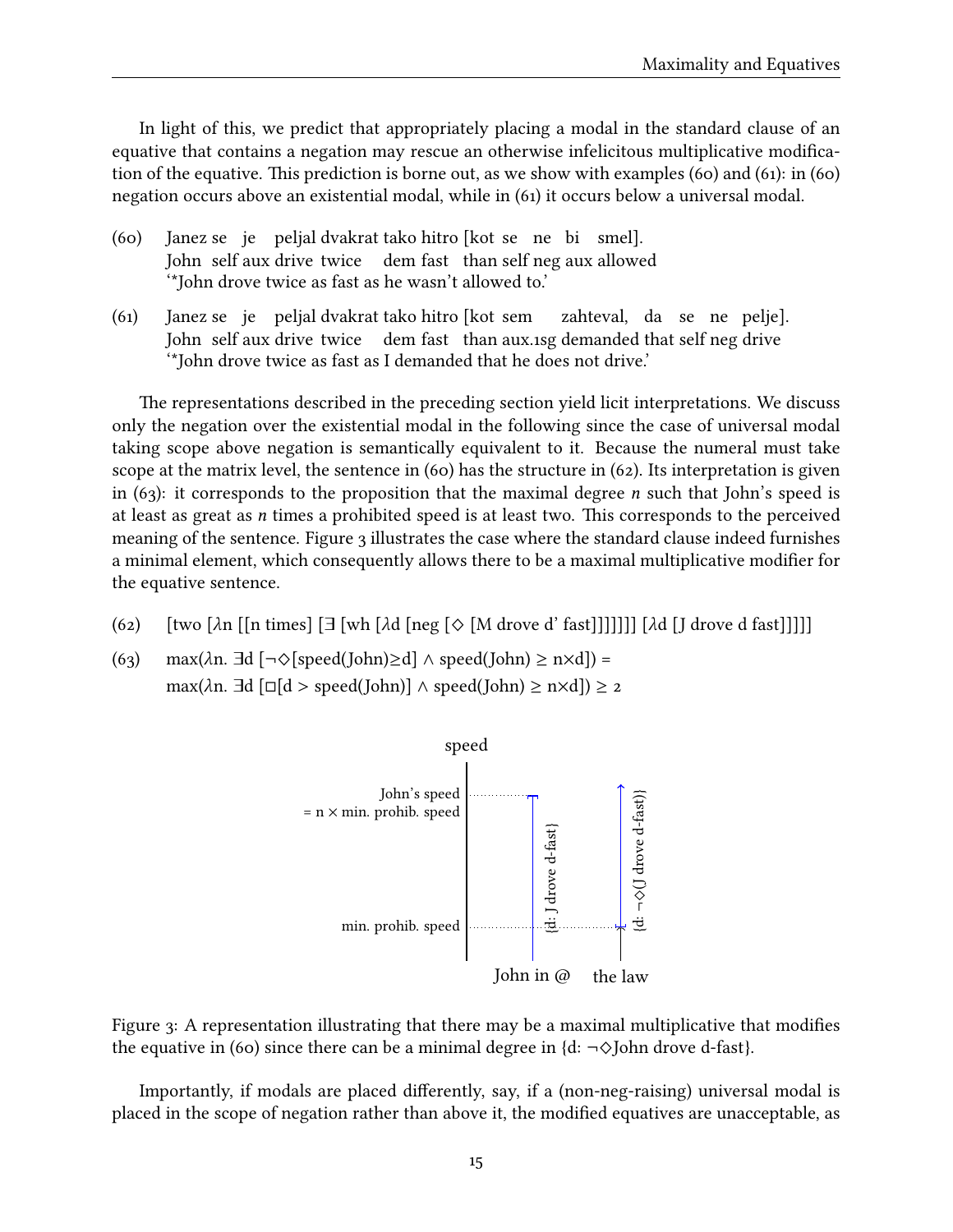In light of this, we predict that appropriately placing a modal in the standard clause of an equative that contains a negation may rescue an otherwise infelicitous multiplicative modification of the equative. This prediction is borne out, as we show with examples (60) and (61): in (60) negation occurs above an existential modal, while in (61) it occurs below a universal modal.

(60) Janez se je peljal dvakrat tako hitro [kot se ne bi smel].
John self aux drive twice dem fast than self neg aux allowed
'*John drove twice as fast as he wasn't allowed to.'

(61) Janez se je peljal dvakrat tako hitro [kot sem zahteval, da se ne pelje].
John self aux drive twice dem fast than aux.1sg demanded that self neg drive
'*John drove twice as fast as I demanded that he does not drive.'

The representations described in the preceding section yield licit interpretations. We discuss only the negation over the existential modal in the following since the case of universal modal taking scope above negation is semantically equivalent to it. Because the numeral must take scope at the matrix level, the sentence in (60) has the structure in (62). Its interpretation is given in (63): it corresponds to the proposition that the maximal degree *n* such that John's speed is at least as great as *n* times a prohibited speed is at least two. This corresponds to the perceived meaning of the sentence. Figure 3 illustrates the case where the standard clause indeed furnishes a minimal element, which consequently allows there to be a maximal multiplicative modifier for the equative sentence.

(62) [two [$\lambda$n [[n times] [$\exists$ [wh [$\lambda$d [neg [$\Diamond$ [M drove d' fast]]]]]]] [$\lambda$d [J drove d fast]]]]]

(63) $\max(\lambda n.\ \exists d\ [\neg\Diamond[\text{speed(John)}\geq d] \wedge \text{speed(John)} \geq n\times d]) =$
$\max(\lambda n.\ \exists d\ [\Box[d > \text{speed(John)}] \wedge \text{speed(John)} \geq n\times d]) \geq 2$

speed
John's speed
= n × min. prohib. speed
min. prohib. speed
{d: J drove d-fast}
{d: ¬◇(J drove d-fast)}
John in @
the law

Figure 3: A representation illustrating that there may be a maximal multiplicative that modifies the equative in (60) since there can be a minimal degree in {d: ¬◇John drove d-fast}.

Importantly, if modals are placed differently, say, if a (non-neg-raising) universal modal is placed in the scope of negation rather than above it, the modified equatives are unacceptable, as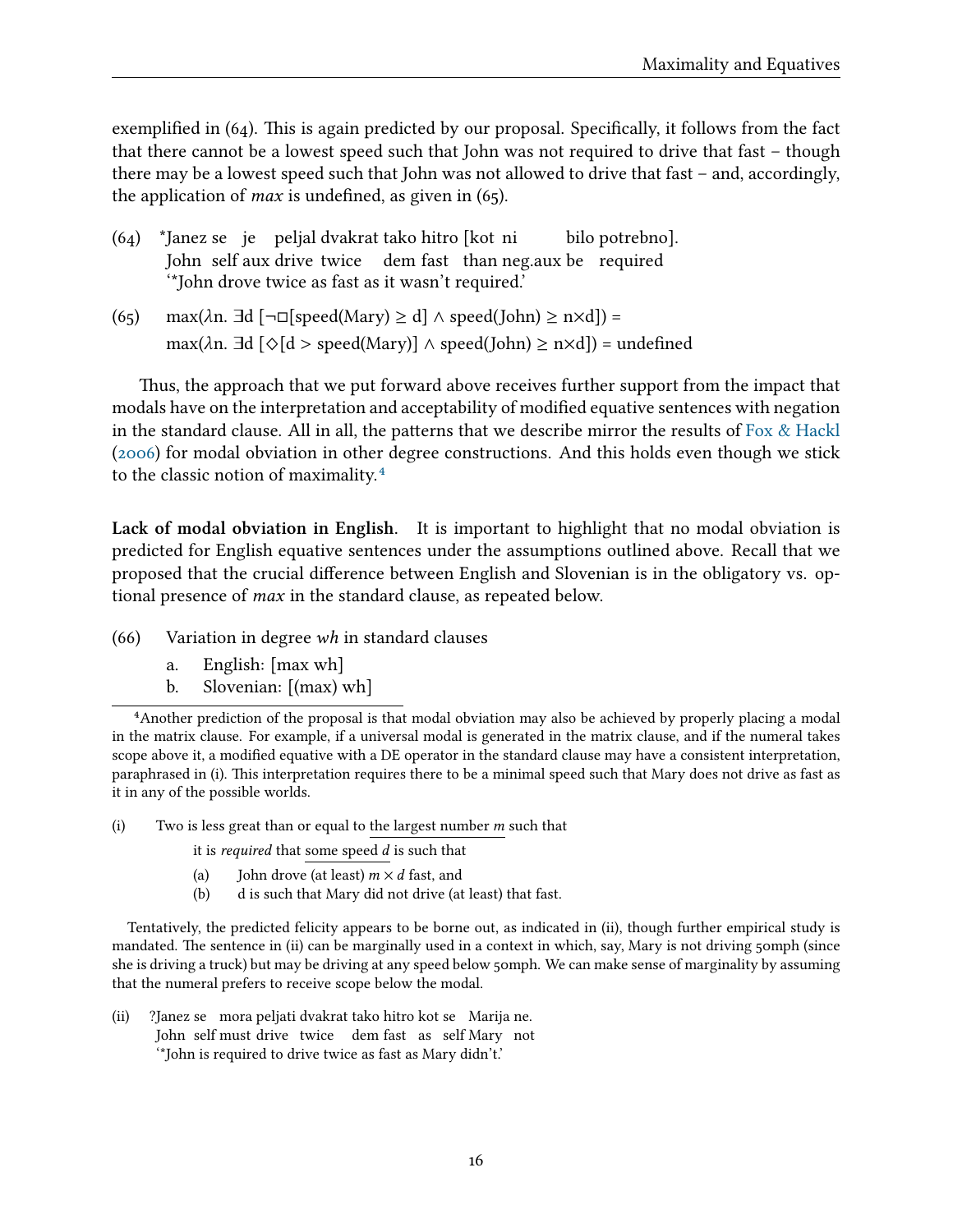exemplified in (64). This is again predicted by our proposal. Specifically, it follows from the fact that there cannot be a lowest speed such that John was not required to drive that fast – though there may be a lowest speed such that John was not allowed to drive that fast – and, accordingly, the application of *max* is undefined, as given in (65).

(64) \*Janez se je peljal dvakrat tako hitro [kot ni bilo potrebno].
John self aux drive twice dem fast than neg.aux be required
'\*John drove twice as fast as it wasn't required.'

(65) $\max(\lambda n.\ \exists d\ [\neg\Box[\text{speed(Mary)} \geq d] \wedge \text{speed(John)} \geq n{\times}d]) =$
$\max(\lambda n.\ \exists d\ [\Diamond[d > \text{speed(Mary)}] \wedge \text{speed(John)} \geq n{\times}d]) = \text{undefined}$

Thus, the approach that we put forward above receives further support from the impact that modals have on the interpretation and acceptability of modified equative sentences with negation in the standard clause. All in all, the patterns that we describe mirror the results of Fox & Hackl (2006) for modal obviation in other degree constructions. And this holds even though we stick to the classic notion of maximality.[4]

**Lack of modal obviation in English**. It is important to highlight that no modal obviation is predicted for English equative sentences under the assumptions outlined above. Recall that we proposed that the crucial difference between English and Slovenian is in the obligatory vs. optional presence of *max* in the standard clause, as repeated below.

(66) Variation in degree *wh* in standard clauses
a. English: [max wh]
b. Slovenian: [(max) wh]

[4]Another prediction of the proposal is that modal obviation may also be achieved by properly placing a modal in the matrix clause. For example, if a universal modal is generated in the matrix clause, and if the numeral takes scope above it, a modified equative with a DE operator in the standard clause may have a consistent interpretation, paraphrased in (i). This interpretation requires there to be a minimal speed such that Mary does not drive as fast as it in any of the possible worlds.

(i) Two is less great than or equal to the largest number $m$ such that
it is *required* that some speed $d$ is such that
(a) John drove (at least) $m \times d$ fast, and
(b) d is such that Mary did not drive (at least) that fast.

Tentatively, the predicted felicity appears to be borne out, as indicated in (ii), though further empirical study is mandated. The sentence in (ii) can be marginally used in a context in which, say, Mary is not driving 50mph (since she is driving a truck) but may be driving at any speed below 50mph. We can make sense of marginality by assuming that the numeral prefers to receive scope below the modal.

(ii) ?Janez se mora peljati dvakrat tako hitro kot se Marija ne.
John self must drive twice dem fast as self Mary not
'\*John is required to drive twice as fast as Mary didn't.'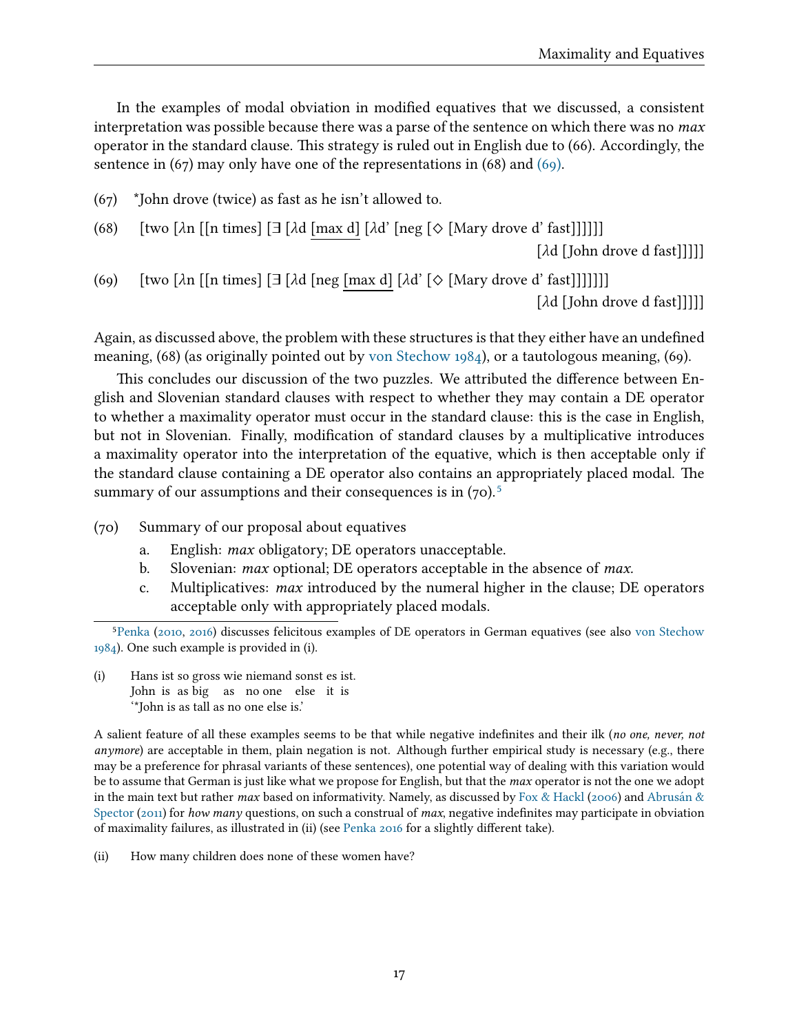In the examples of modal obviation in modified equatives that we discussed, a consistent interpretation was possible because there was a parse of the sentence on which there was no *max* operator in the standard clause. This strategy is ruled out in English due to (66). Accordingly, the sentence in (67) may only have one of the representations in (68) and (69).

(67) \*John drove (twice) as fast as he isn't allowed to.

(68) [two [λn [[n times] [∃ [λd <u>[max d]</u> [λd' [neg [◇ [Mary drove d' fast]]]]]] [λd [John drove d fast]]]]]

(69) [two [λn [[n times] [∃ [λd [neg <u>[max d]</u> [λd' [◇ [Mary drove d' fast]]]]]]] [λd [John drove d fast]]]]]

Again, as discussed above, the problem with these structures is that they either have an undefined meaning, (68) (as originally pointed out by von Stechow 1984), or a tautologous meaning, (69).

This concludes our discussion of the two puzzles. We attributed the difference between English and Slovenian standard clauses with respect to whether they may contain a DE operator to whether a maximality operator must occur in the standard clause: this is the case in English, but not in Slovenian. Finally, modification of standard clauses by a multiplicative introduces a maximality operator into the interpretation of the equative, which is then acceptable only if the standard clause containing a DE operator also contains an appropriately placed modal. The summary of our assumptions and their consequences is in (70).[5]

(70) Summary of our proposal about equatives

a. English: *max* obligatory; DE operators unacceptable.
b. Slovenian: *max* optional; DE operators acceptable in the absence of *max.*
c. Multiplicatives: *max* introduced by the numeral higher in the clause; DE operators acceptable only with appropriately placed modals.

---

[5] Penka (2010, 2016) discusses felicitous examples of DE operators in German equatives (see also von Stechow 1984). One such example is provided in (i).

(i) Hans ist so gross wie niemand sonst es ist.
John is as big as no one else it is
'\*John is as tall as no one else is.'

A salient feature of all these examples seems to be that while negative indefinites and their ilk (*no one, never, not anymore*) are acceptable in them, plain negation is not. Although further empirical study is necessary (e.g., there may be a preference for phrasal variants of these sentences), one potential way of dealing with this variation would be to assume that German is just like what we propose for English, but that the *max* operator is not the one we adopt in the main text but rather *max* based on informativity. Namely, as discussed by Fox & Hackl (2006) and Abrusán & Spector (2011) for *how many* questions, on such a construal of *max*, negative indefinites may participate in obviation of maximality failures, as illustrated in (ii) (see Penka 2016 for a slightly different take).

(ii) How many children does none of these women have?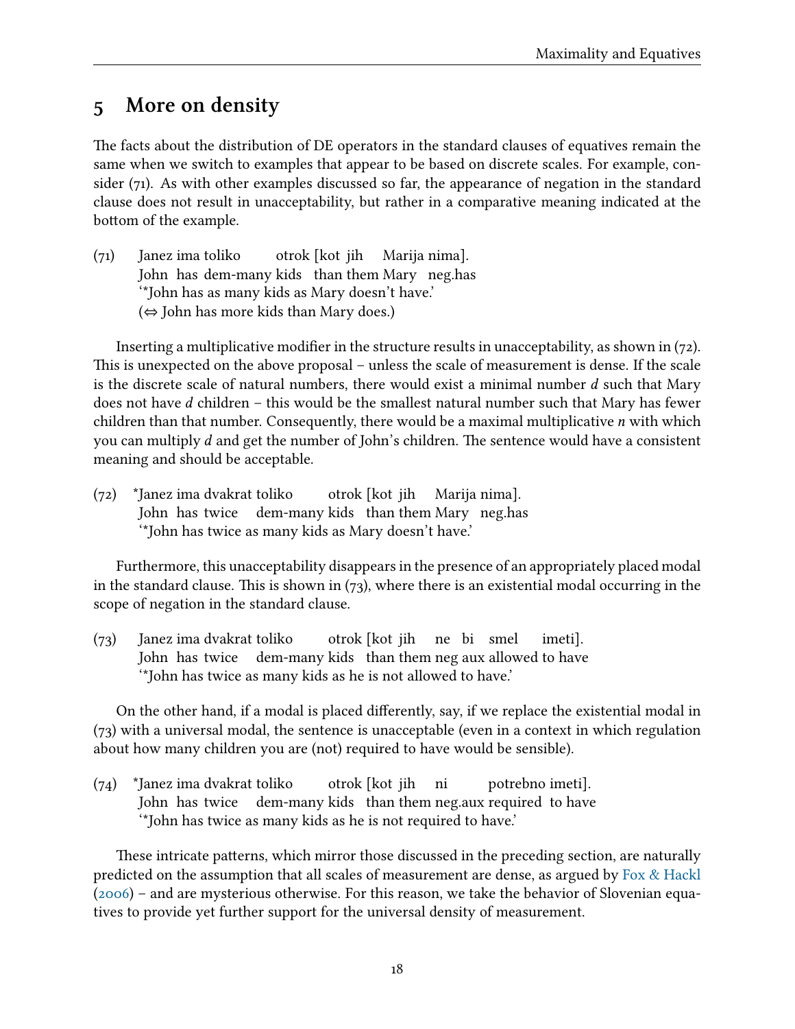## 5 More on density

The facts about the distribution of DE operators in the standard clauses of equatives remain the same when we switch to examples that appear to be based on discrete scales. For example, consider (71). As with other examples discussed so far, the appearance of negation in the standard clause does not result in unacceptability, but rather in a comparative meaning indicated at the bottom of the example.

(71) Janez ima toliko otrok [kot jih Marija nima].
John has dem-many kids than them Mary neg.has
'*John has as many kids as Mary doesn't have.'
(⇔ John has more kids than Mary does.)

Inserting a multiplicative modifier in the structure results in unacceptability, as shown in (72). This is unexpected on the above proposal – unless the scale of measurement is dense. If the scale is the discrete scale of natural numbers, there would exist a minimal number $d$ such that Mary does not have $d$ children – this would be the smallest natural number such that Mary has fewer children than that number. Consequently, there would be a maximal multiplicative $n$ with which you can multiply $d$ and get the number of John's children. The sentence would have a consistent meaning and should be acceptable.

(72) *Janez ima dvakrat toliko otrok [kot jih Marija nima].
John has twice dem-many kids than them Mary neg.has
'*John has twice as many kids as Mary doesn't have.'

Furthermore, this unacceptability disappears in the presence of an appropriately placed modal in the standard clause. This is shown in (73), where there is an existential modal occurring in the scope of negation in the standard clause.

(73) Janez ima dvakrat toliko otrok [kot jih ne bi smel imeti].
John has twice dem-many kids than them neg aux allowed to have
'*John has twice as many kids as he is not allowed to have.'

On the other hand, if a modal is placed differently, say, if we replace the existential modal in (73) with a universal modal, the sentence is unacceptable (even in a context in which regulation about how many children you are (not) required to have would be sensible).

(74) *Janez ima dvakrat toliko otrok [kot jih ni potrebno imeti].
John has twice dem-many kids than them neg.aux required to have
'*John has twice as many kids as he is not required to have.'

These intricate patterns, which mirror those discussed in the preceding section, are naturally predicted on the assumption that all scales of measurement are dense, as argued by Fox & Hackl (2006) – and are mysterious otherwise. For this reason, we take the behavior of Slovenian equatives to provide yet further support for the universal density of measurement.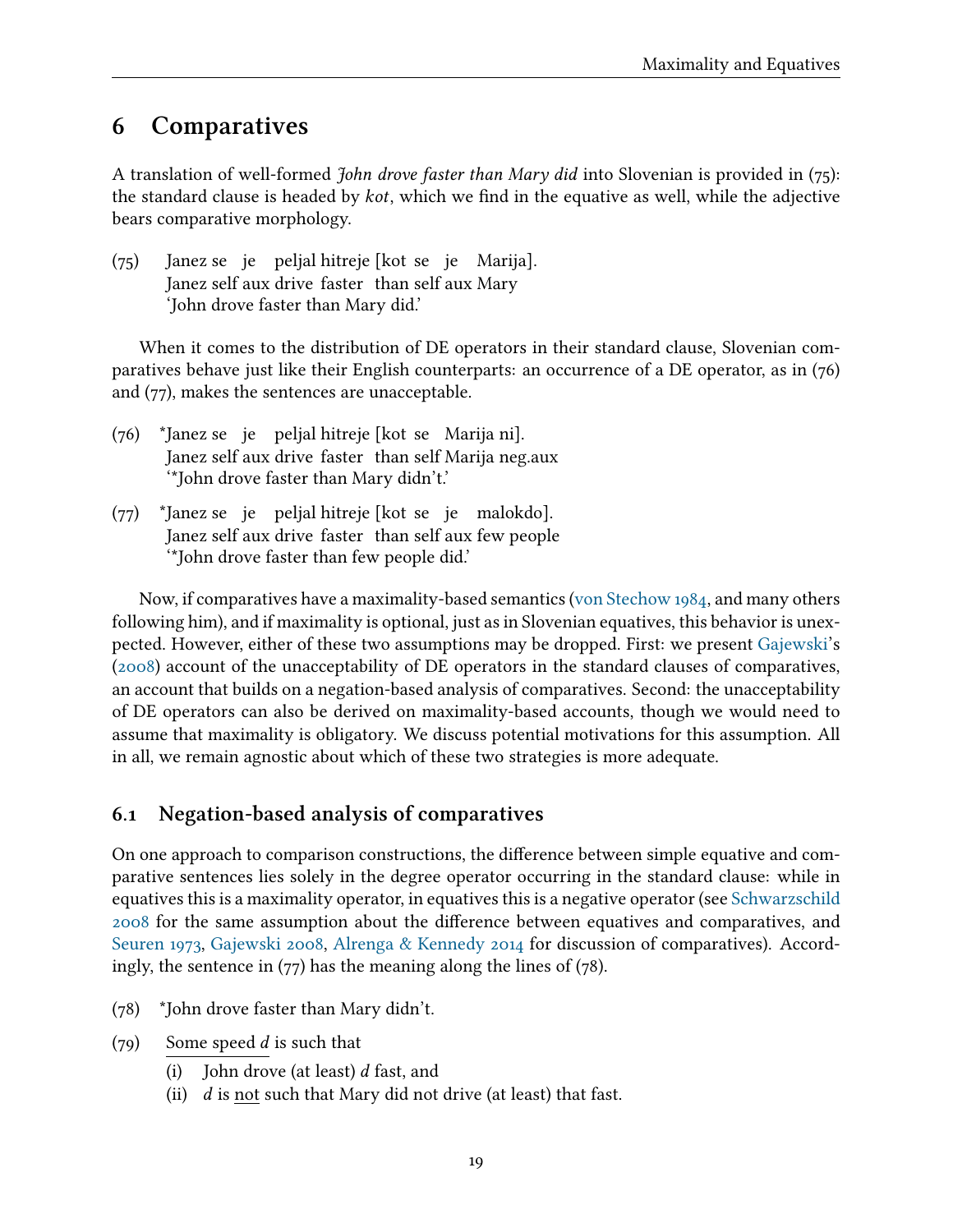# 6 Comparatives

A translation of well-formed *John drove faster than Mary did* into Slovenian is provided in (75): the standard clause is headed by *kot*, which we find in the equative as well, while the adjective bears comparative morphology.

(75) Janez se je peljal hitreje [kot se je Marija].
  Janez self aux drive faster than self aux Mary
  'John drove faster than Mary did.'

When it comes to the distribution of DE operators in their standard clause, Slovenian comparatives behave just like their English counterparts: an occurrence of a DE operator, as in (76) and (77), makes the sentences are unacceptable.

(76) *Janez se je peljal hitreje [kot se Marija ni].
  Janez self aux drive faster than self Marija neg.aux
  '*John drove faster than Mary didn't.'

(77) *Janez se je peljal hitreje [kot se je malokdo].
  Janez self aux drive faster than self aux few people
  '*John drove faster than few people did.'

Now, if comparatives have a maximality-based semantics (von Stechow 1984, and many others following him), and if maximality is optional, just as in Slovenian equatives, this behavior is unexpected. However, either of these two assumptions may be dropped. First: we present Gajewski's (2008) account of the unacceptability of DE operators in the standard clauses of comparatives, an account that builds on a negation-based analysis of comparatives. Second: the unacceptability of DE operators can also be derived on maximality-based accounts, though we would need to assume that maximality is obligatory. We discuss potential motivations for this assumption. All in all, we remain agnostic about which of these two strategies is more adequate.

## 6.1 Negation-based analysis of comparatives

On one approach to comparison constructions, the difference between simple equative and comparative sentences lies solely in the degree operator occurring in the standard clause: while in equatives this is a maximality operator, in equatives this is a negative operator (see Schwarzschild 2008 for the same assumption about the difference between equatives and comparatives, and Seuren 1973, Gajewski 2008, Alrenga & Kennedy 2014 for discussion of comparatives). Accordingly, the sentence in (77) has the meaning along the lines of (78).

(78) *John drove faster than Mary didn't.

(79) Some speed *d* is such that
  (i) John drove (at least) *d* fast, and
  (ii) *d* is not such that Mary did not drive (at least) that fast.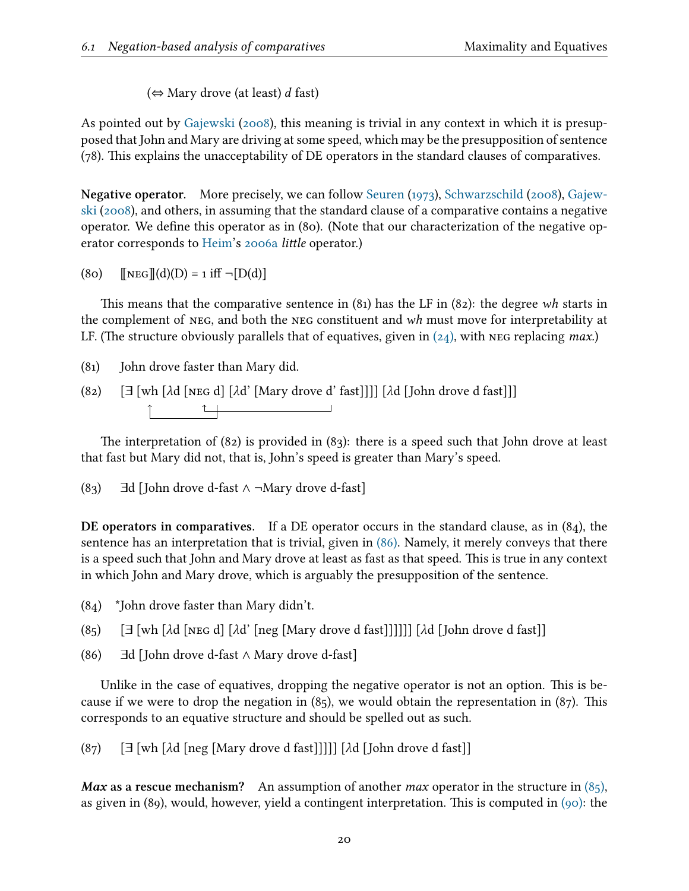(⇔ Mary drove (at least) *d* fast)

As pointed out by Gajewski (2008), this meaning is trivial in any context in which it is presupposed that John and Mary are driving at some speed, which may be the presupposition of sentence (78). This explains the unacceptability of DE operators in the standard clauses of comparatives.

**Negative operator**. More precisely, we can follow Seuren (1973), Schwarzschild (2008), Gajewski (2008), and others, in assuming that the standard clause of a comparative contains a negative operator. We define this operator as in (80). (Note that our characterization of the negative operator corresponds to Heim's 2006a *little* operator.)

(80) $[\![\text{NEG}]\!](d)(D) = 1$ iff $\neg[D(d)]$

This means that the comparative sentence in (81) has the LF in (82): the degree *wh* starts in the complement of NEG, and both the NEG constituent and *wh* must move for interpretability at LF. (The structure obviously parallels that of equatives, given in (24), with NEG replacing *max*.)

(81) John drove faster than Mary did.

(82) [∃ [wh [λd [NEG d] [λd' [Mary drove d' fast]]]] [λd [John drove d fast]]]

The interpretation of (82) is provided in (83): there is a speed such that John drove at least that fast but Mary did not, that is, John's speed is greater than Mary's speed.

(83) ∃d [John drove d-fast ∧ ¬Mary drove d-fast]

**DE operators in comparatives**. If a DE operator occurs in the standard clause, as in (84), the sentence has an interpretation that is trivial, given in (86). Namely, it merely conveys that there is a speed such that John and Mary drove at least as fast as that speed. This is true in any context in which John and Mary drove, which is arguably the presupposition of the sentence.

(84) *John drove faster than Mary didn't.

(85) [∃ [wh [λd [NEG d] [λd' [neg [Mary drove d fast]]]]]] [λd [John drove d fast]]

(86) ∃d [John drove d-fast ∧ Mary drove d-fast]

Unlike in the case of equatives, dropping the negative operator is not an option. This is because if we were to drop the negation in (85), we would obtain the representation in (87). This corresponds to an equative structure and should be spelled out as such.

(87) [∃ [wh [λd [neg [Mary drove d fast]]]]] [λd [John drove d fast]]

***Max* as a rescue mechanism?** An assumption of another *max* operator in the structure in (85), as given in (89), would, however, yield a contingent interpretation. This is computed in (90): the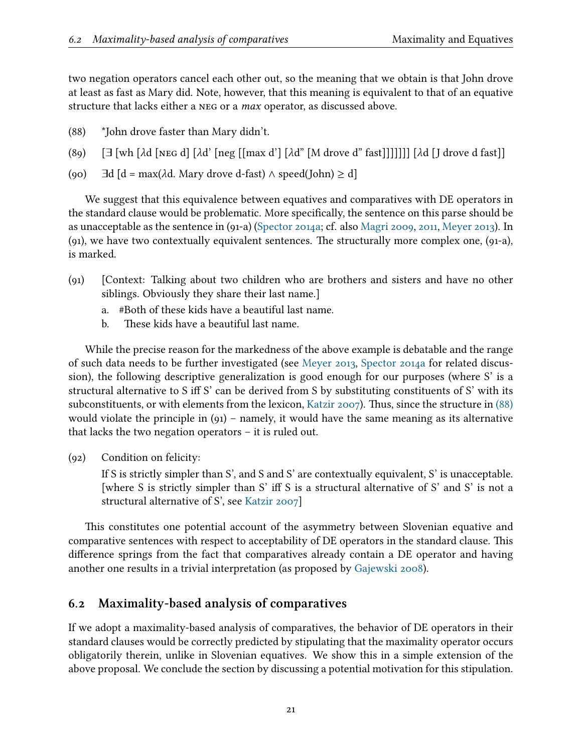two negation operators cancel each other out, so the meaning that we obtain is that John drove at least as fast as Mary did. Note, however, that this meaning is equivalent to that of an equative structure that lacks either a NEG or a *max* operator, as discussed above.

(88) *John drove faster than Mary didn't.

(89) [∃ [wh [λd [NEG d] [λd' [neg [[max d'] [λd" [M drove d" fast]]]]]]] [λd [J drove d fast]]

(90) $\exists d\ [d = \max(\lambda d.\ \text{Mary drove d-fast}) \wedge \text{speed(John)} \geq d]$

We suggest that this equivalence between equatives and comparatives with DE operators in the standard clause would be problematic. More specifically, the sentence on this parse should be as unacceptable as the sentence in (91-a) (Spector 2014a; cf. also Magri 2009, 2011, Meyer 2013). In (91), we have two contextually equivalent sentences. The structurally more complex one, (91-a), is marked.

(91) [Context: Talking about two children who are brothers and sisters and have no other siblings. Obviously they share their last name.]
   a. #Both of these kids have a beautiful last name.
   b. These kids have a beautiful last name.

While the precise reason for the markedness of the above example is debatable and the range of such data needs to be further investigated (see Meyer 2013, Spector 2014a for related discussion), the following descriptive generalization is good enough for our purposes (where S' is a structural alternative to S iff S' can be derived from S by substituting constituents of S' with its subconstituents, or with elements from the lexicon, Katzir 2007). Thus, since the structure in (88) would violate the principle in (91) – namely, it would have the same meaning as its alternative that lacks the two negation operators – it is ruled out.

(92) Condition on felicity:
   If S is strictly simpler than S', and S and S' are contextually equivalent, S' is unacceptable. [where S is strictly simpler than S' iff S is a structural alternative of S' and S' is not a structural alternative of S', see Katzir 2007]

This constitutes one potential account of the asymmetry between Slovenian equative and comparative sentences with respect to acceptability of DE operators in the standard clause. This difference springs from the fact that comparatives already contain a DE operator and having another one results in a trivial interpretation (as proposed by Gajewski 2008).

## 6.2 Maximality-based analysis of comparatives

If we adopt a maximality-based analysis of comparatives, the behavior of DE operators in their standard clauses would be correctly predicted by stipulating that the maximality operator occurs obligatorily therein, unlike in Slovenian equatives. We show this in a simple extension of the above proposal. We conclude the section by discussing a potential motivation for this stipulation.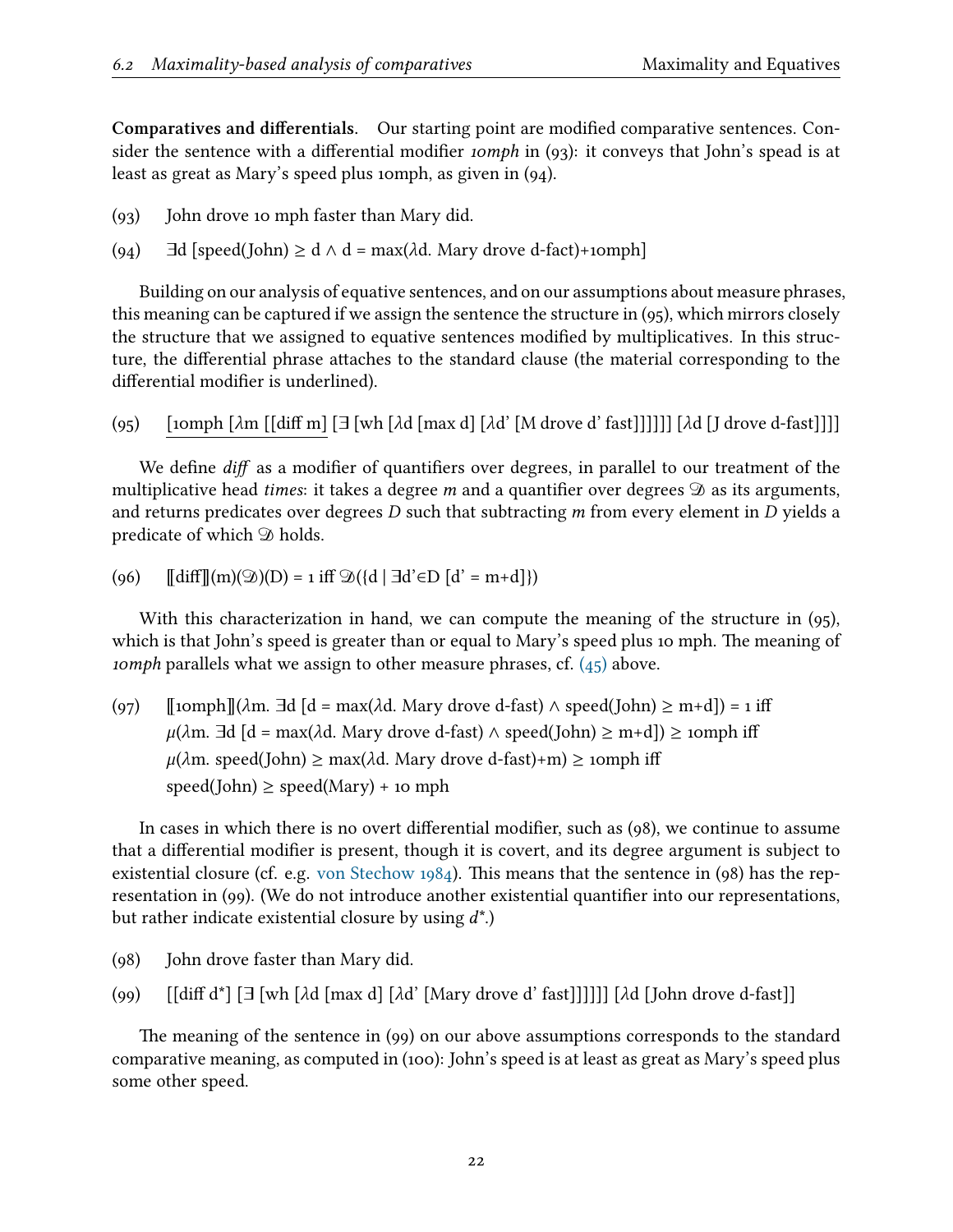**Comparatives and differentials**. Our starting point are modified comparative sentences. Consider the sentence with a differential modifier *10mph* in (93): it conveys that John's spead is at least as great as Mary's speed plus 10mph, as given in (94).

(93) John drove 10 mph faster than Mary did.

(94) $\exists$d [speed(John) $\geq$ d $\wedge$ d = max($\lambda$d. Mary drove d-fact)+10mph]

Building on our analysis of equative sentences, and on our assumptions about measure phrases, this meaning can be captured if we assign the sentence the structure in (95), which mirrors closely the structure that we assigned to equative sentences modified by multiplicatives. In this structure, the differential phrase attaches to the standard clause (the material corresponding to the differential modifier is underlined).

(95) <u>[10mph [$\lambda$m [[diff m]</u> [$\exists$ [wh [$\lambda$d [max d] [$\lambda$d' [M drove d' fast]]]]]] [$\lambda$d [J drove d-fast]]]]

We define *diff* as a modifier of quantifiers over degrees, in parallel to our treatment of the multiplicative head *times*: it takes a degree *m* and a quantifier over degrees $\mathscr{D}$ as its arguments, and returns predicates over degrees *D* such that subtracting *m* from every element in *D* yields a predicate of which $\mathscr{D}$ holds.

(96) $[\![$diff$]\!]$(m)($\mathscr{D}$)(D) = 1 iff $\mathscr{D}$({d | $\exists$d'$\in$D [d' = m+d]})

With this characterization in hand, we can compute the meaning of the structure in (95), which is that John's speed is greater than or equal to Mary's speed plus 10 mph. The meaning of *10mph* parallels what we assign to other measure phrases, cf. (45) above.

(97) $[\![$10mph$]\!]$($\lambda$m. $\exists$d [d = max($\lambda$d. Mary drove d-fast) $\wedge$ speed(John) $\geq$ m+d]) = 1 iff
$\mu$($\lambda$m. $\exists$d [d = max($\lambda$d. Mary drove d-fast) $\wedge$ speed(John) $\geq$ m+d]) $\geq$ 10mph iff
$\mu$($\lambda$m. speed(John) $\geq$ max($\lambda$d. Mary drove d-fast)+m) $\geq$ 10mph iff
speed(John) $\geq$ speed(Mary) + 10 mph

In cases in which there is no overt differential modifier, such as (98), we continue to assume that a differential modifier is present, though it is covert, and its degree argument is subject to existential closure (cf. e.g. von Stechow 1984). This means that the sentence in (98) has the representation in (99). (We do not introduce another existential quantifier into our representations, but rather indicate existential closure by using $d^*$.)

(98) John drove faster than Mary did.

(99) [[diff d*] [$\exists$ [wh [$\lambda$d [max d] [$\lambda$d' [Mary drove d' fast]]]]]] [$\lambda$d [John drove d-fast]]

The meaning of the sentence in (99) on our above assumptions corresponds to the standard comparative meaning, as computed in (100): John's speed is at least as great as Mary's speed plus some other speed.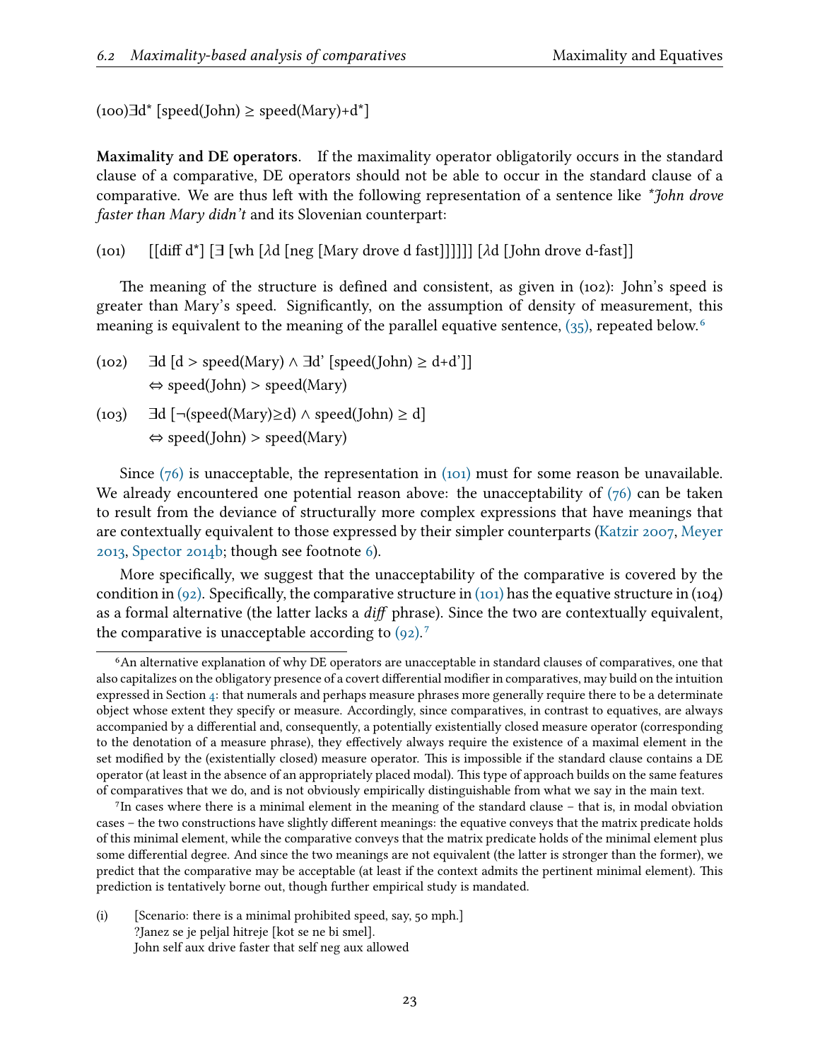(100) $\exists d^*$ [speed(John) $\geq$ speed(Mary)+$d^*$]

**Maximality and DE operators**. If the maximality operator obligatorily occurs in the standard clause of a comparative, DE operators should not be able to occur in the standard clause of a comparative. We are thus left with the following representation of a sentence like *\*John drove faster than Mary didn't* and its Slovenian counterpart:

(101) [[diff d*] [∃ [wh [λd [neg [Mary drove d fast]]]]]] [λd [John drove d-fast]]

The meaning of the structure is defined and consistent, as given in (102): John's speed is greater than Mary's speed. Significantly, on the assumption of density of measurement, this meaning is equivalent to the meaning of the parallel equative sentence, (35), repeated below.[6]

(102) $\exists d\,[d > \text{speed(Mary)} \wedge \exists d'\,[\text{speed(John)} \geq d+d']]$
$\Leftrightarrow$ speed(John) > speed(Mary)

(103) $\exists d\,[\neg(\text{speed(Mary)}\geq d) \wedge \text{speed(John)} \geq d]$
$\Leftrightarrow$ speed(John) > speed(Mary)

Since (76) is unacceptable, the representation in (101) must for some reason be unavailable. We already encountered one potential reason above: the unacceptability of (76) can be taken to result from the deviance of structurally more complex expressions that have meanings that are contextually equivalent to those expressed by their simpler counterparts (Katzir 2007, Meyer 2013, Spector 2014b; though see footnote 6).

More specifically, we suggest that the unacceptability of the comparative is covered by the condition in (92). Specifically, the comparative structure in (101) has the equative structure in (104) as a formal alternative (the latter lacks a *diff* phrase). Since the two are contextually equivalent, the comparative is unacceptable according to (92).[7]

---

[6] An alternative explanation of why DE operators are unacceptable in standard clauses of comparatives, one that also capitalizes on the obligatory presence of a covert differential modifier in comparatives, may build on the intuition expressed in Section 4: that numerals and perhaps measure phrases more generally require there to be a determinate object whose extent they specify or measure. Accordingly, since comparatives, in contrast to equatives, are always accompanied by a differential and, consequently, a potentially existentially closed measure operator (corresponding to the denotation of a measure phrase), they effectively always require the existence of a maximal element in the set modified by the (existentially closed) measure operator. This is impossible if the standard clause contains a DE operator (at least in the absence of an appropriately placed modal). This type of approach builds on the same features of comparatives that we do, and is not obviously empirically distinguishable from what we say in the main text.

[7] In cases where there is a minimal element in the meaning of the standard clause – that is, in modal obviation cases – the two constructions have slightly different meanings: the equative conveys that the matrix predicate holds of this minimal element, while the comparative conveys that the matrix predicate holds of the minimal element plus some differential degree. And since the two meanings are not equivalent (the latter is stronger than the former), we predict that the comparative may be acceptable (at least if the context admits the pertinent minimal element). This prediction is tentatively borne out, though further empirical study is mandated.

(i) [Scenario: there is a minimal prohibited speed, say, 50 mph.]
?Janez se je peljal hitreje [kot se ne bi smel].
John self aux drive faster that self neg aux allowed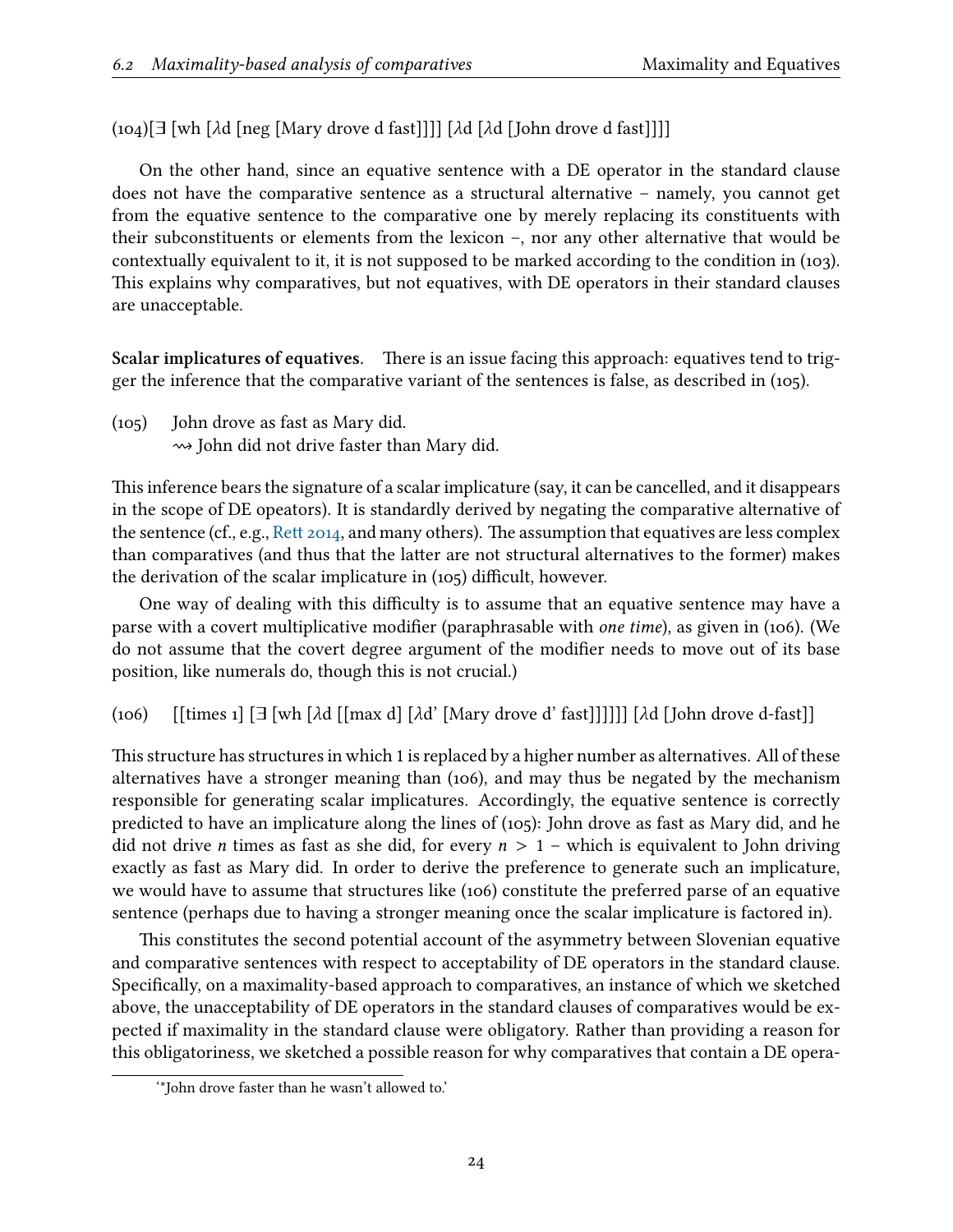(104)[∃ [wh [λd [neg [Mary drove d fast]]]] [λd [λd [John drove d fast]]]]

On the other hand, since an equative sentence with a DE operator in the standard clause does not have the comparative sentence as a structural alternative – namely, you cannot get from the equative sentence to the comparative one by merely replacing its constituents with their subconstituents or elements from the lexicon –, nor any other alternative that would be contextually equivalent to it, it is not supposed to be marked according to the condition in (103). This explains why comparatives, but not equatives, with DE operators in their standard clauses are unacceptable.

**Scalar implicatures of equatives**. There is an issue facing this approach: equatives tend to trigger the inference that the comparative variant of the sentences is false, as described in (105).

(105) John drove as fast as Mary did.
 ⇝ John did not drive faster than Mary did.

This inference bears the signature of a scalar implicature (say, it can be cancelled, and it disappears in the scope of DE opeators). It is standardly derived by negating the comparative alternative of the sentence (cf., e.g., Rett 2014, and many others). The assumption that equatives are less complex than comparatives (and thus that the latter are not structural alternatives to the former) makes the derivation of the scalar implicature in (105) difficult, however.

One way of dealing with this difficulty is to assume that an equative sentence may have a parse with a covert multiplicative modifier (paraphrasable with *one time*), as given in (106). (We do not assume that the covert degree argument of the modifier needs to move out of its base position, like numerals do, though this is not crucial.)

(106) [[times 1] [∃ [wh [λd [[max d] [λd' [Mary drove d' fast]]]]]] [λd [John drove d-fast]]

This structure has structures in which 1 is replaced by a higher number as alternatives. All of these alternatives have a stronger meaning than (106), and may thus be negated by the mechanism responsible for generating scalar implicatures. Accordingly, the equative sentence is correctly predicted to have an implicature along the lines of (105): John drove as fast as Mary did, and he did not drive *n* times as fast as she did, for every $n > 1$ – which is equivalent to John driving exactly as fast as Mary did. In order to derive the preference to generate such an implicature, we would have to assume that structures like (106) constitute the preferred parse of an equative sentence (perhaps due to having a stronger meaning once the scalar implicature is factored in).

This constitutes the second potential account of the asymmetry between Slovenian equative and comparative sentences with respect to acceptability of DE operators in the standard clause. Specifically, on a maximality-based approach to comparatives, an instance of which we sketched above, the unacceptability of DE operators in the standard clauses of comparatives would be expected if maximality in the standard clause were obligatory. Rather than providing a reason for this obligatoriness, we sketched a possible reason for why comparatives that contain a DE opera-

'*John drove faster than he wasn't allowed to.'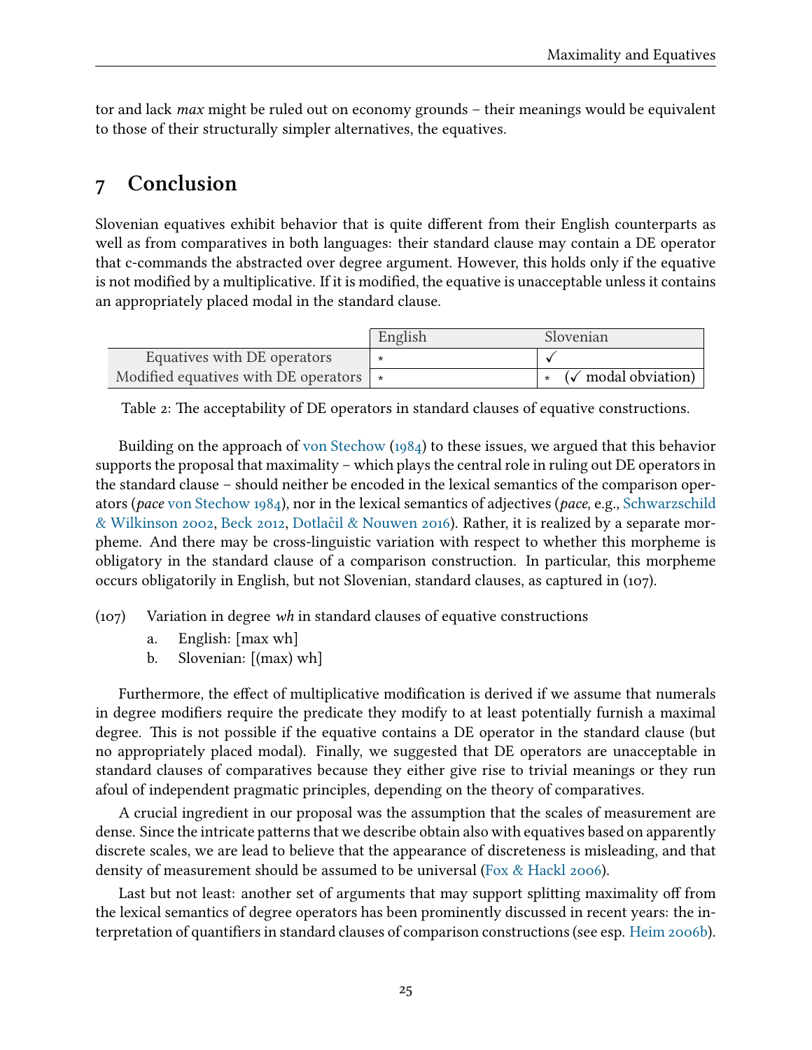tor and lack *max* might be ruled out on economy grounds – their meanings would be equivalent to those of their structurally simpler alternatives, the equatives.

## 7 Conclusion

Slovenian equatives exhibit behavior that is quite different from their English counterparts as well as from comparatives in both languages: their standard clause may contain a DE operator that c-commands the abstracted over degree argument. However, this holds only if the equative is not modified by a multiplicative. If it is modified, the equative is unacceptable unless it contains an appropriately placed modal in the standard clause.

| | English | Slovenian |
|---|---|---|
| Equatives with DE operators | * | ✓ |
| Modified equatives with DE operators | * | * (✓ modal obviation) |

Table 2: The acceptability of DE operators in standard clauses of equative constructions.

Building on the approach of von Stechow (1984) to these issues, we argued that this behavior supports the proposal that maximality – which plays the central role in ruling out DE operators in the standard clause – should neither be encoded in the lexical semantics of the comparison operators (*pace* von Stechow 1984), nor in the lexical semantics of adjectives (*pace*, e.g., Schwarzschild & Wilkinson 2002, Beck 2012, Dotlačil & Nouwen 2016). Rather, it is realized by a separate morpheme. And there may be cross-linguistic variation with respect to whether this morpheme is obligatory in the standard clause of a comparison construction. In particular, this morpheme occurs obligatorily in English, but not Slovenian, standard clauses, as captured in (107).

(107) Variation in degree *wh* in standard clauses of equative constructions
 a. English: [max wh]
 b. Slovenian: [(max) wh]

Furthermore, the effect of multiplicative modification is derived if we assume that numerals in degree modifiers require the predicate they modify to at least potentially furnish a maximal degree. This is not possible if the equative contains a DE operator in the standard clause (but no appropriately placed modal). Finally, we suggested that DE operators are unacceptable in standard clauses of comparatives because they either give rise to trivial meanings or they run afoul of independent pragmatic principles, depending on the theory of comparatives.

A crucial ingredient in our proposal was the assumption that the scales of measurement are dense. Since the intricate patterns that we describe obtain also with equatives based on apparently discrete scales, we are lead to believe that the appearance of discreteness is misleading, and that density of measurement should be assumed to be universal (Fox & Hackl 2006).

Last but not least: another set of arguments that may support splitting maximality off from the lexical semantics of degree operators has been prominently discussed in recent years: the interpretation of quantifiers in standard clauses of comparison constructions (see esp. Heim 2006b).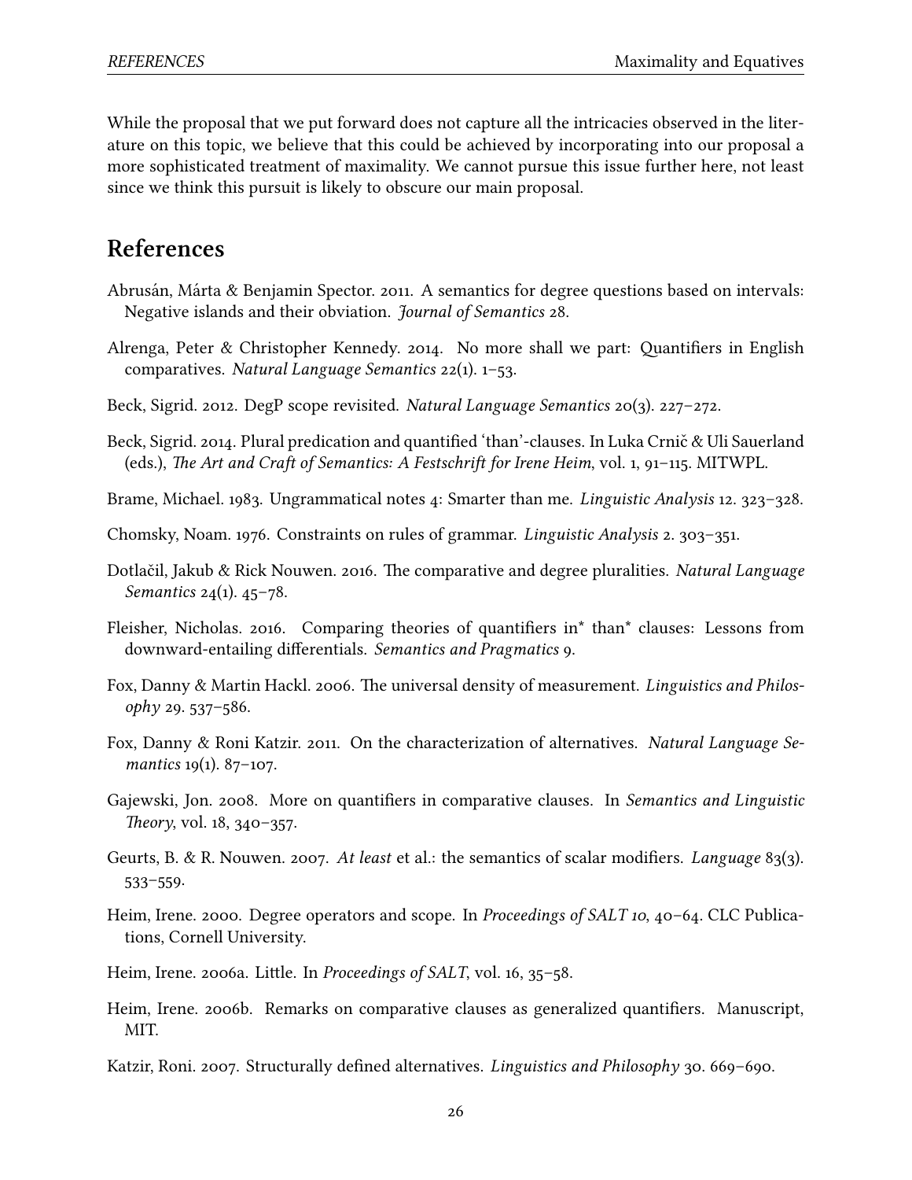While the proposal that we put forward does not capture all the intricacies observed in the literature on this topic, we believe that this could be achieved by incorporating into our proposal a more sophisticated treatment of maximality. We cannot pursue this issue further here, not least since we think this pursuit is likely to obscure our main proposal.

# References

Abrusán, Márta & Benjamin Spector. 2011. A semantics for degree questions based on intervals: Negative islands and their obviation. *Journal of Semantics* 28.

Alrenga, Peter & Christopher Kennedy. 2014. No more shall we part: Quantifiers in English comparatives. *Natural Language Semantics* 22(1). 1–53.

Beck, Sigrid. 2012. DegP scope revisited. *Natural Language Semantics* 20(3). 227–272.

Beck, Sigrid. 2014. Plural predication and quantified 'than'-clauses. In Luka Crnič & Uli Sauerland (eds.), *The Art and Craft of Semantics: A Festschrift for Irene Heim*, vol. 1, 91–115. MITWPL.

Brame, Michael. 1983. Ungrammatical notes 4: Smarter than me. *Linguistic Analysis* 12. 323–328.

Chomsky, Noam. 1976. Constraints on rules of grammar. *Linguistic Analysis* 2. 303–351.

Dotlačil, Jakub & Rick Nouwen. 2016. The comparative and degree pluralities. *Natural Language Semantics* 24(1). 45–78.

Fleisher, Nicholas. 2016. Comparing theories of quantifiers in* than* clauses: Lessons from downward-entailing differentials. *Semantics and Pragmatics* 9.

Fox, Danny & Martin Hackl. 2006. The universal density of measurement. *Linguistics and Philosophy* 29. 537–586.

Fox, Danny & Roni Katzir. 2011. On the characterization of alternatives. *Natural Language Semantics* 19(1). 87–107.

Gajewski, Jon. 2008. More on quantifiers in comparative clauses. In *Semantics and Linguistic Theory*, vol. 18, 340–357.

Geurts, B. & R. Nouwen. 2007. *At least* et al.: the semantics of scalar modifiers. *Language* 83(3). 533–559.

Heim, Irene. 2000. Degree operators and scope. In *Proceedings of SALT 10*, 40–64. CLC Publications, Cornell University.

Heim, Irene. 2006a. Little. In *Proceedings of SALT*, vol. 16, 35–58.

Heim, Irene. 2006b. Remarks on comparative clauses as generalized quantifiers. Manuscript, MIT.

Katzir, Roni. 2007. Structurally defined alternatives. *Linguistics and Philosophy* 30. 669–690.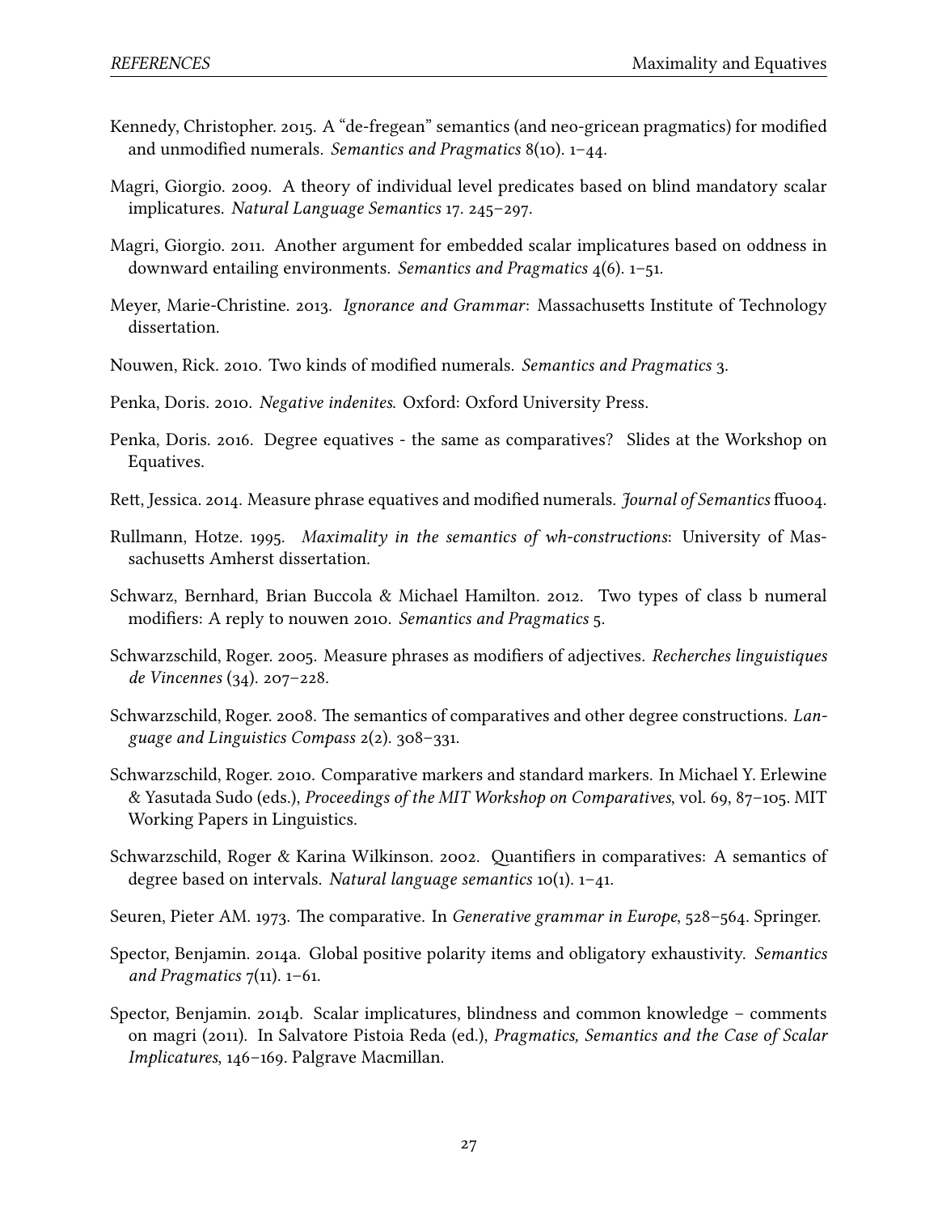Kennedy, Christopher. 2015. A “de-fregean” semantics (and neo-gricean pragmatics) for modified and unmodified numerals. *Semantics and Pragmatics* 8(10). 1–44.

Magri, Giorgio. 2009. A theory of individual level predicates based on blind mandatory scalar implicatures. *Natural Language Semantics* 17. 245–297.

Magri, Giorgio. 2011. Another argument for embedded scalar implicatures based on oddness in downward entailing environments. *Semantics and Pragmatics* 4(6). 1–51.

Meyer, Marie-Christine. 2013. *Ignorance and Grammar*: Massachusetts Institute of Technology dissertation.

Nouwen, Rick. 2010. Two kinds of modified numerals. *Semantics and Pragmatics* 3.

Penka, Doris. 2010. *Negative indenites*. Oxford: Oxford University Press.

Penka, Doris. 2016. Degree equatives - the same as comparatives? Slides at the Workshop on Equatives.

Rett, Jessica. 2014. Measure phrase equatives and modified numerals. *Journal of Semantics* ffu004.

Rullmann, Hotze. 1995. *Maximality in the semantics of wh-constructions*: University of Massachusetts Amherst dissertation.

Schwarz, Bernhard, Brian Buccola & Michael Hamilton. 2012. Two types of class b numeral modifiers: A reply to nouwen 2010. *Semantics and Pragmatics* 5.

Schwarzschild, Roger. 2005. Measure phrases as modifiers of adjectives. *Recherches linguistiques de Vincennes* (34). 207–228.

Schwarzschild, Roger. 2008. The semantics of comparatives and other degree constructions. *Language and Linguistics Compass* 2(2). 308–331.

Schwarzschild, Roger. 2010. Comparative markers and standard markers. In Michael Y. Erlewine & Yasutada Sudo (eds.), *Proceedings of the MIT Workshop on Comparatives*, vol. 69, 87–105. MIT Working Papers in Linguistics.

Schwarzschild, Roger & Karina Wilkinson. 2002. Quantifiers in comparatives: A semantics of degree based on intervals. *Natural language semantics* 10(1). 1–41.

Seuren, Pieter AM. 1973. The comparative. In *Generative grammar in Europe*, 528–564. Springer.

Spector, Benjamin. 2014a. Global positive polarity items and obligatory exhaustivity. *Semantics and Pragmatics* 7(11). 1–61.

Spector, Benjamin. 2014b. Scalar implicatures, blindness and common knowledge – comments on magri (2011). In Salvatore Pistoia Reda (ed.), *Pragmatics, Semantics and the Case of Scalar Implicatures*, 146–169. Palgrave Macmillan.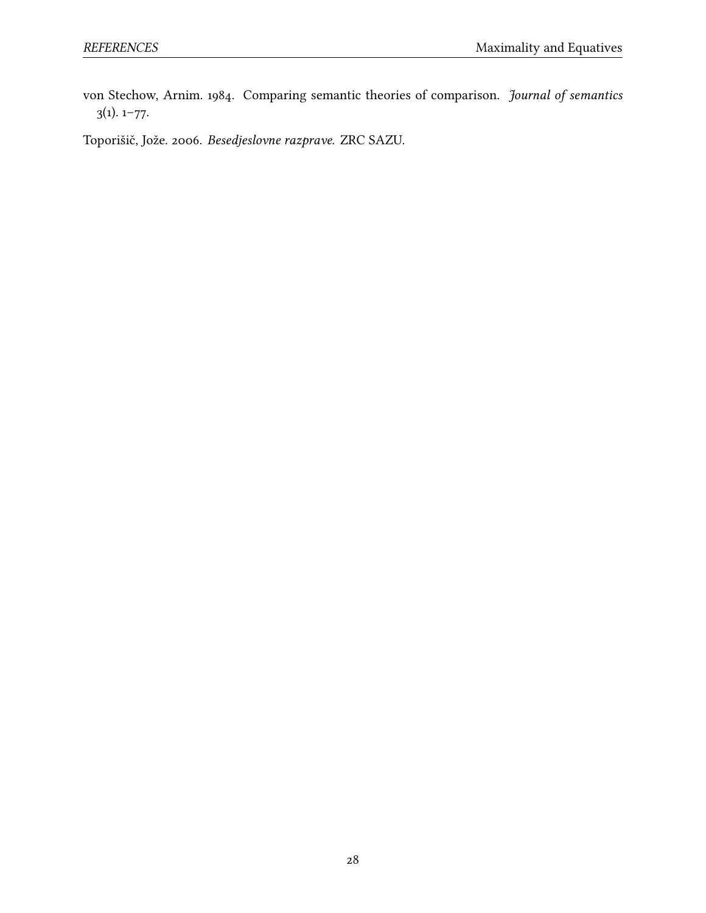von Stechow, Arnim. 1984. Comparing semantic theories of comparison. *Journal of semantics* 3(1). 1–77.

Toporišič, Jože. 2006. *Besedjeslovne razprave.* ZRC SAZU.